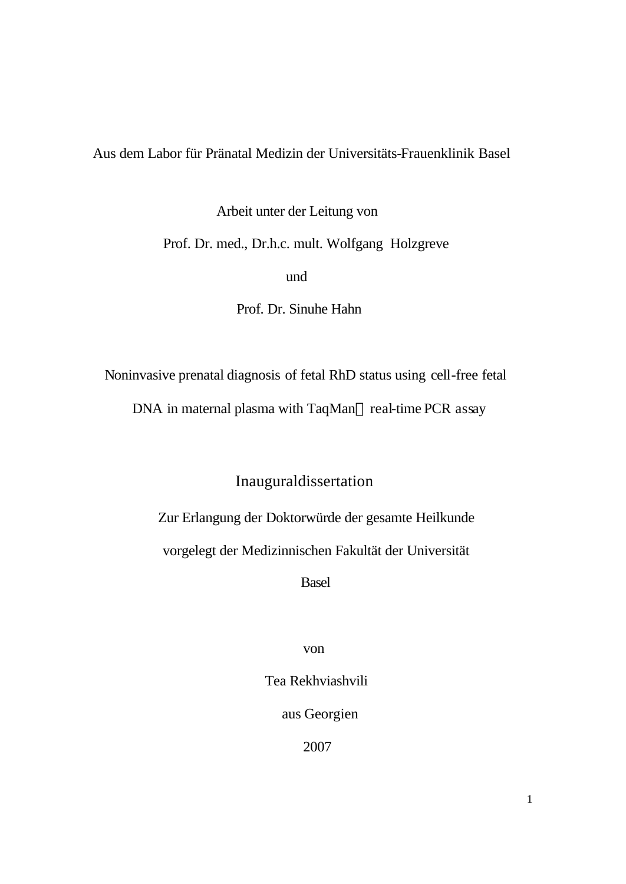Aus dem Labor für Pränatal Medizin der Universitäts-Frauenklinik Basel

Arbeit unter der Leitung von

Prof. Dr. med., Dr.h.c. mult. Wolfgang Holzgreve

und

Prof. Dr. Sinuhe Hahn

Noninvasive prenatal diagnosis of fetal RhD status using cell-free fetal DNA in maternal plasma with TaqMan real-time PCR assay

# Inauguraldissertation

Zur Erlangung der Doktorwürde der gesamte Heilkunde

vorgelegt der Medizinnischen Fakultät der Universität

Basel

von

Tea Rekhviashvili

aus Georgien

2007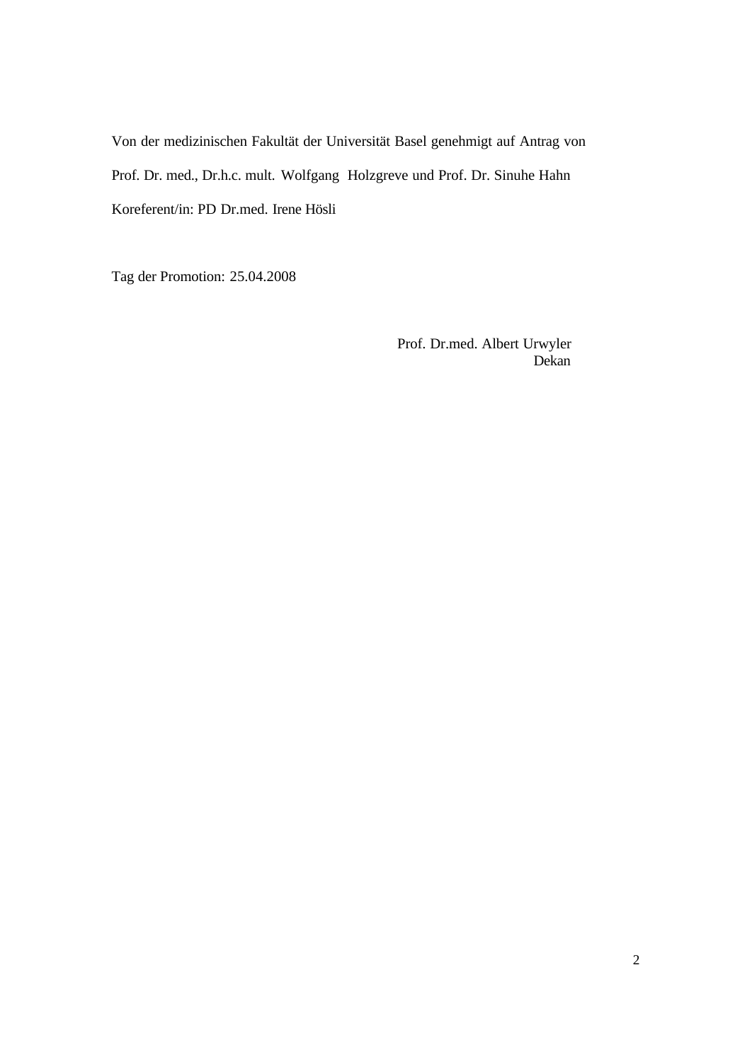Von der medizinischen Fakultät der Universität Basel genehmigt auf Antrag von

Prof. Dr. med., Dr.h.c. mult. Wolfgang Holzgreve und Prof. Dr. Sinuhe Hahn

Koreferent/in: PD Dr.med. Irene Hösli

Tag der Promotion: 25.04.2008

Prof. Dr.med. Albert Urwyler
Dekan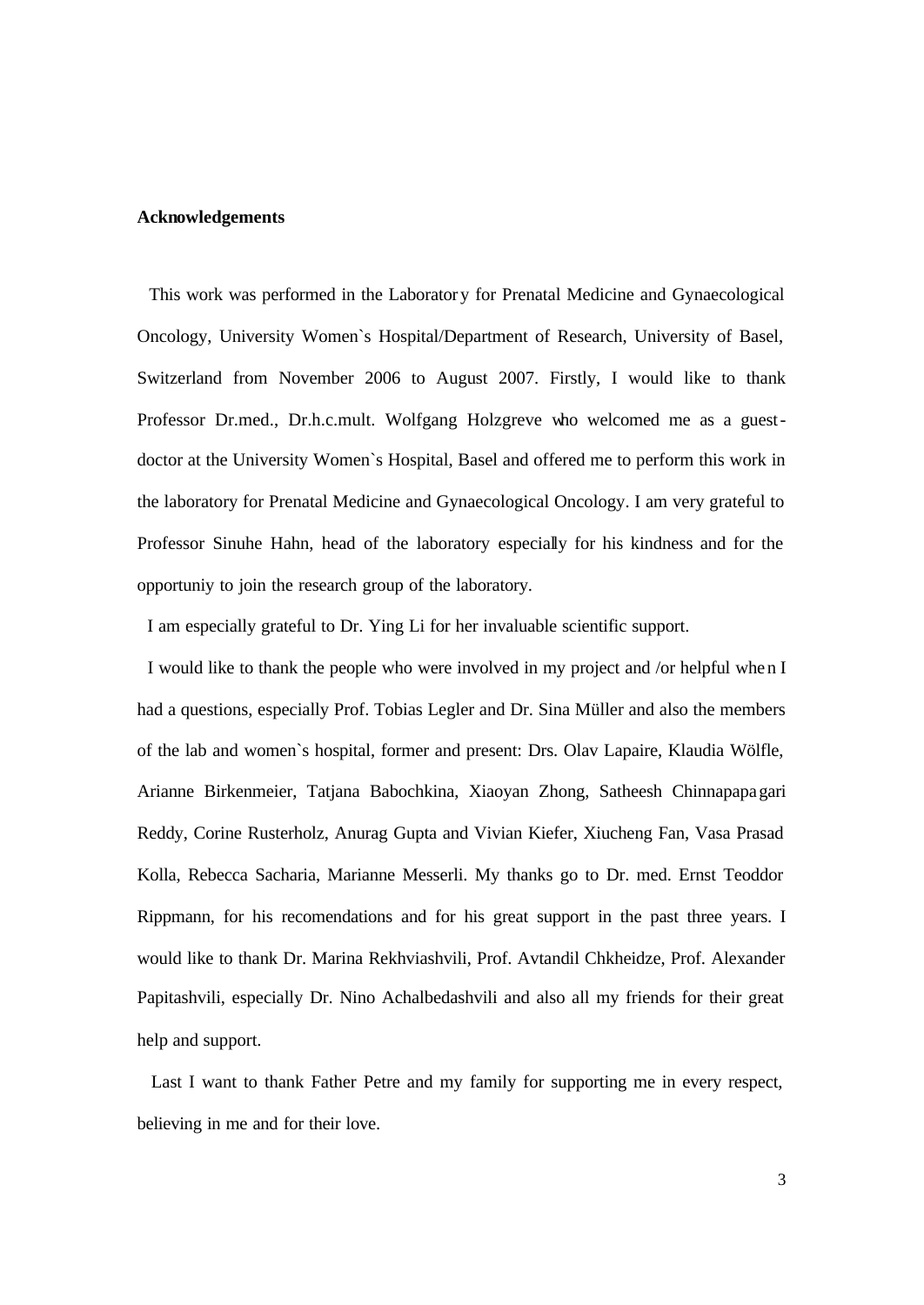**Acknowledgements**

This work was performed in the Laboratory for Prenatal Medicine and Gynaecological Oncology, University Women`s Hospital/Department of Research, University of Basel, Switzerland from November 2006 to August 2007. Firstly, I would like to thank Professor Dr.med., Dr.h.c.mult. Wolfgang Holzgreve who welcomed me as a guest-doctor at the University Women`s Hospital, Basel and offered me to perform this work in the laboratory for Prenatal Medicine and Gynaecological Oncology. I am very grateful to Professor Sinuhe Hahn, head of the laboratory especially for his kindness and for the opportuniy to join the research group of the laboratory.

I am especially grateful to Dr. Ying Li for her invaluable scientific support.

I would like to thank the people who were involved in my project and /or helpful when I had a questions, especially Prof. Tobias Legler and Dr. Sina Müller and also the members of the lab and women`s hospital, former and present: Drs. Olav Lapaire, Klaudia Wölfle, Arianne Birkenmeier, Tatjana Babochkina, Xiaoyan Zhong, Satheesh Chinnapapagari Reddy, Corine Rusterholz, Anurag Gupta and Vivian Kiefer, Xiucheng Fan, Vasa Prasad Kolla, Rebecca Sacharia, Marianne Messerli. My thanks go to Dr. med. Ernst Teoddor Rippmann, for his recomendations and for his great support in the past three years. I would like to thank Dr. Marina Rekhviashvili, Prof. Avtandil Chkheidze, Prof. Alexander Papitashvili, especially Dr. Nino Achalbedashvili and also all my friends for their great help and support.

Last I want to thank Father Petre and my family for supporting me in every respect, believing in me and for their love.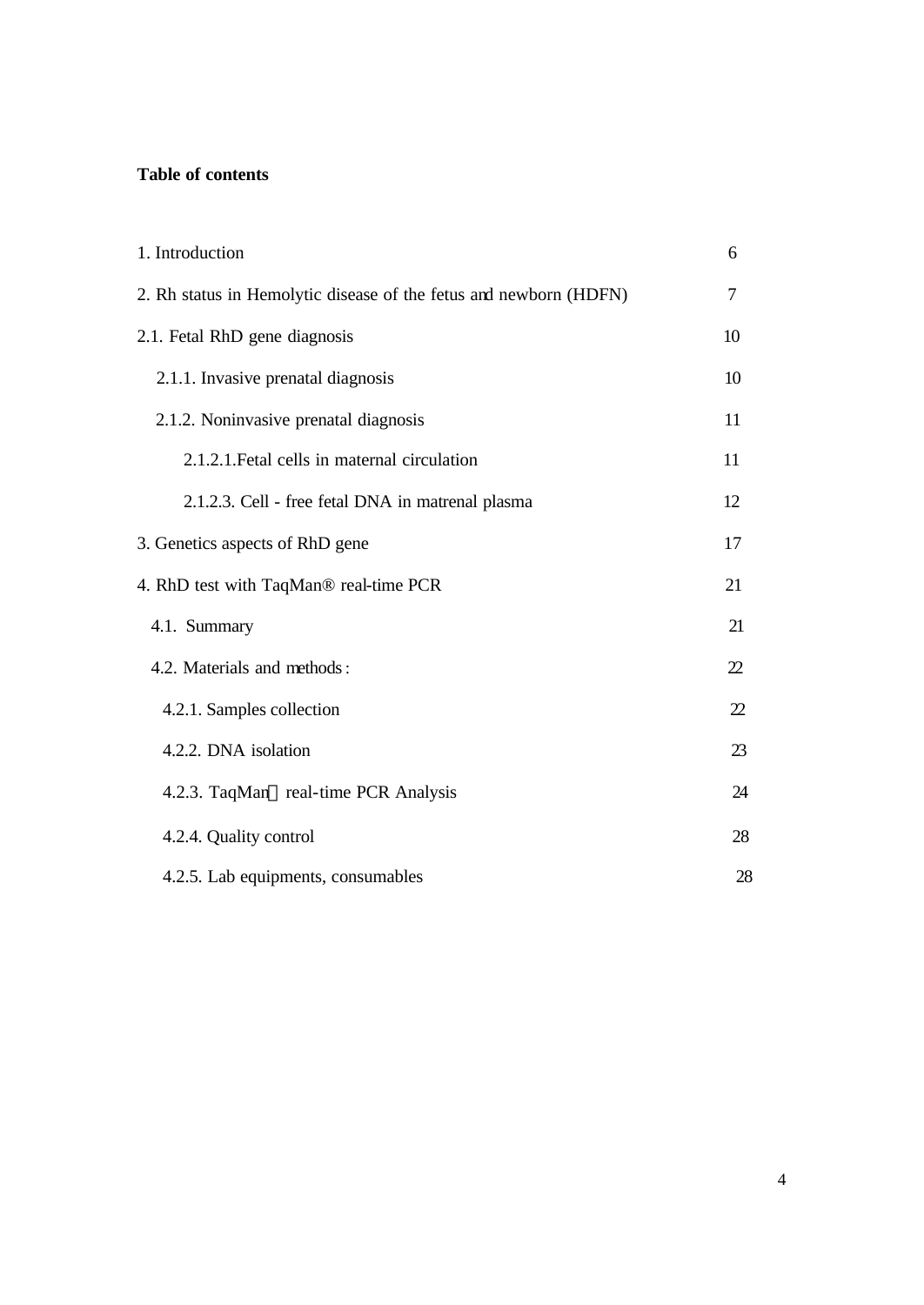**Table of contents**

| | |
|---|---|
| 1. Introduction | 6 |
| 2. Rh status in Hemolytic disease of the fetus and newborn (HDFN) | 7 |
| 2.1. Fetal RhD gene diagnosis | 10 |
| 2.1.1. Invasive prenatal diagnosis | 10 |
| 2.1.2. Noninvasive prenatal diagnosis | 11 |
| 2.1.2.1.Fetal cells in maternal circulation | 11 |
| 2.1.2.3. Cell - free fetal DNA in matrenal plasma | 12 |
| 3. Genetics aspects of RhD gene | 17 |
| 4. RhD test with TaqMan® real-time PCR | 21 |
| 4.1. Summary | 21 |
| 4.2. Materials and methods : | 22 |
| 4.2.1. Samples collection | 22 |
| 4.2.2. DNA isolation | 23 |
| 4.2.3. TaqMan real-time PCR Analysis | 24 |
| 4.2.4. Quality control | 28 |
| 4.2.5. Lab equipments, consumables | 28 |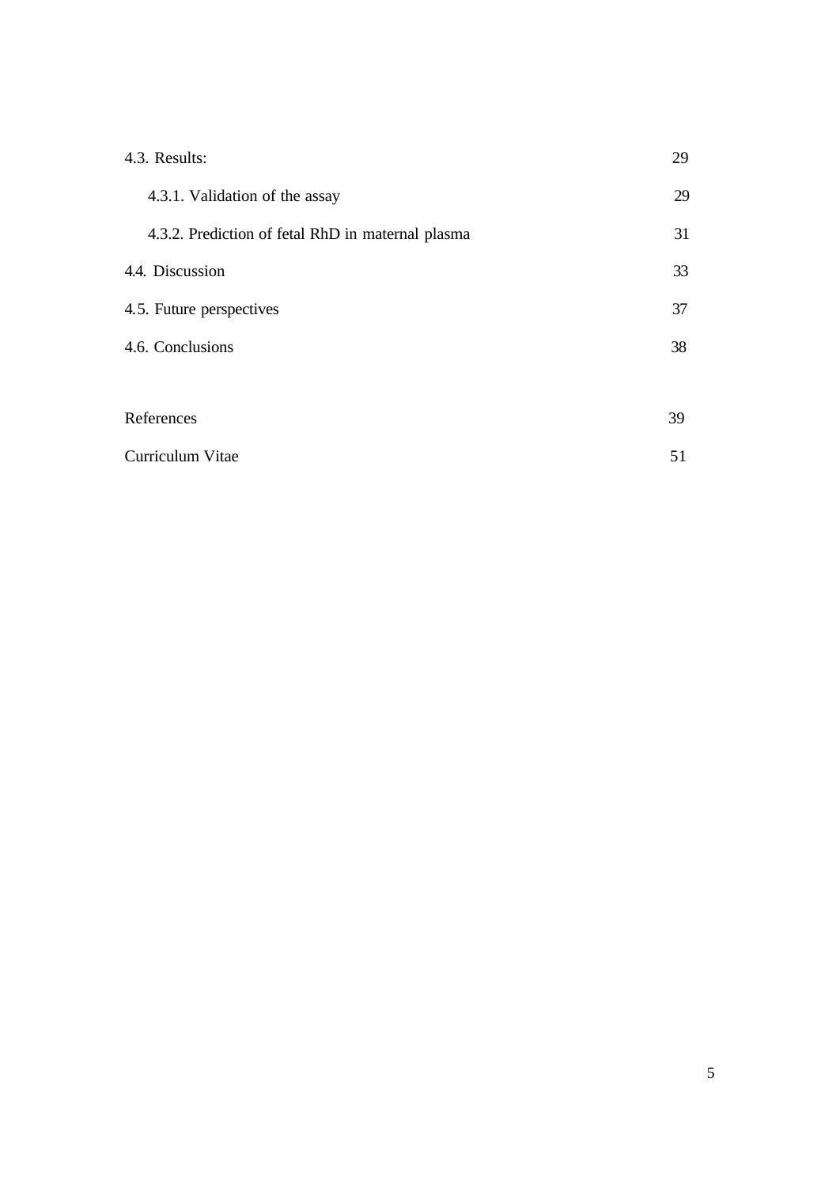| | |
|---|---|
| 4.3. Results: | 29 |
| 4.3.1. Validation of the assay | 29 |
| 4.3.2. Prediction of fetal RhD in maternal plasma | 31 |
| 4.4. Discussion | 33 |
| 4.5. Future perspectives | 37 |
| 4.6. Conclusions | 38 |
| | |
| References | 39 |
| Curriculum Vitae | 51 |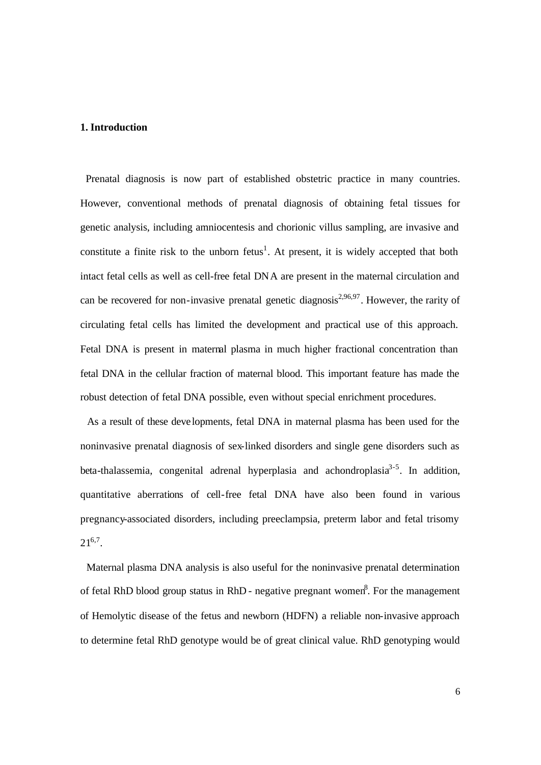## 1. Introduction

Prenatal diagnosis is now part of established obstetric practice in many countries. However, conventional methods of prenatal diagnosis of obtaining fetal tissues for genetic analysis, including amniocentesis and chorionic villus sampling, are invasive and constitute a finite risk to the unborn fetus[1]. At present, it is widely accepted that both intact fetal cells as well as cell-free fetal DNA are present in the maternal circulation and can be recovered for non-invasive prenatal genetic diagnosis[2,96,97]. However, the rarity of circulating fetal cells has limited the development and practical use of this approach. Fetal DNA is present in maternal plasma in much higher fractional concentration than fetal DNA in the cellular fraction of maternal blood. This important feature has made the robust detection of fetal DNA possible, even without special enrichment procedures.

As a result of these developments, fetal DNA in maternal plasma has been used for the noninvasive prenatal diagnosis of sex-linked disorders and single gene disorders such as beta-thalassemia, congenital adrenal hyperplasia and achondroplasia[3-5]. In addition, quantitative aberrations of cell-free fetal DNA have also been found in various pregnancy-associated disorders, including preeclampsia, preterm labor and fetal trisomy 21[6,7].

Maternal plasma DNA analysis is also useful for the noninvasive prenatal determination of fetal RhD blood group status in RhD - negative pregnant women[8]. For the management of Hemolytic disease of the fetus and newborn (HDFN) a reliable non-invasive approach to determine fetal RhD genotype would be of great clinical value. RhD genotyping would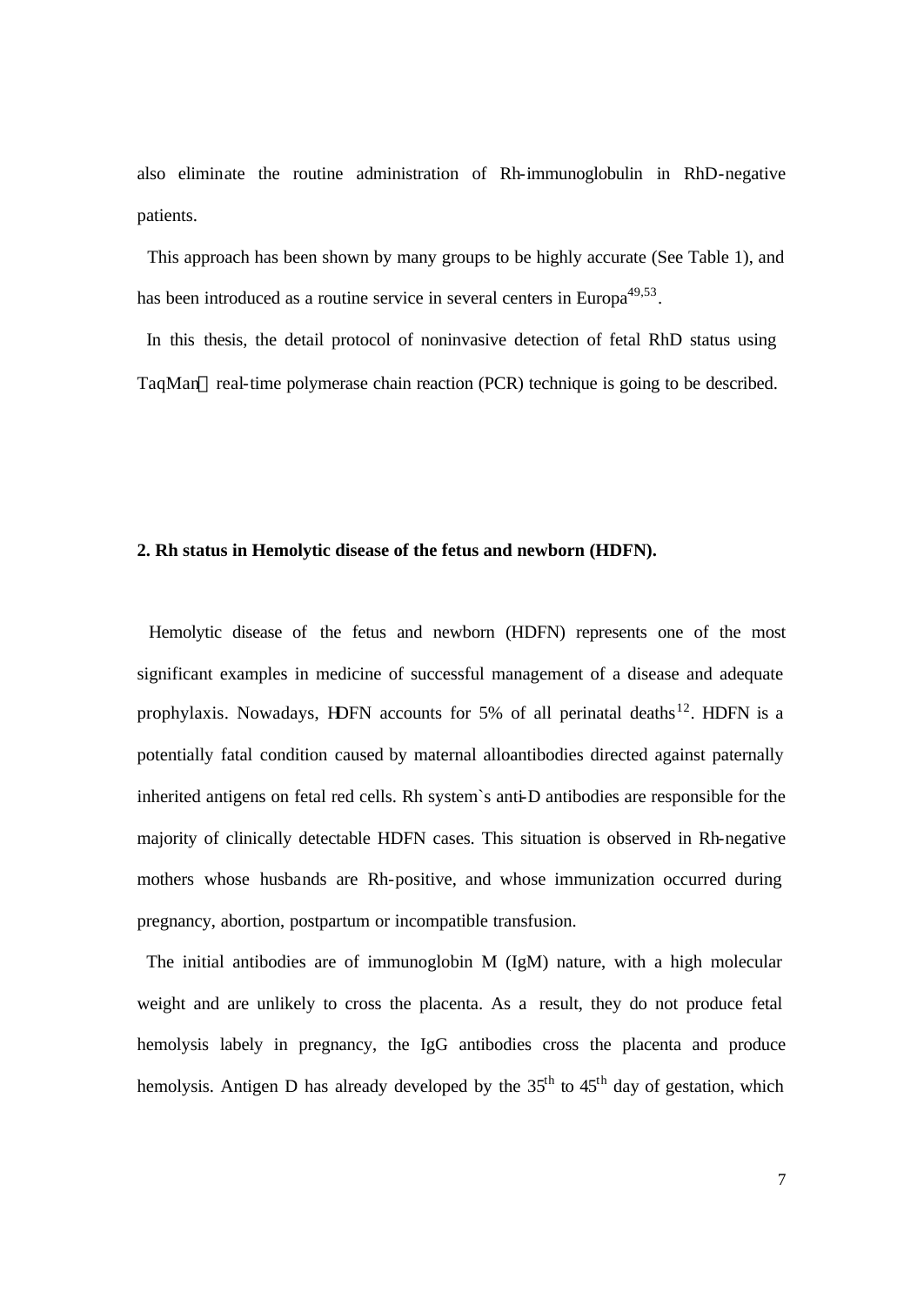also eliminate the routine administration of Rh-immunoglobulin in RhD-negative patients.

This approach has been shown by many groups to be highly accurate (See Table 1), and has been introduced as a routine service in several centers in Europa[49,53].

In this thesis, the detail protocol of noninvasive detection of fetal RhD status using TaqMan real-time polymerase chain reaction (PCR) technique is going to be described.

**2. Rh status in Hemolytic disease of the fetus and newborn (HDFN).**

Hemolytic disease of the fetus and newborn (HDFN) represents one of the most significant examples in medicine of successful management of a disease and adequate prophylaxis. Nowadays, HDFN accounts for 5% of all perinatal deaths[12]. HDFN is a potentially fatal condition caused by maternal alloantibodies directed against paternally inherited antigens on fetal red cells. Rh system`s anti-D antibodies are responsible for the majority of clinically detectable HDFN cases. This situation is observed in Rh-negative mothers whose husbands are Rh-positive, and whose immunization occurred during pregnancy, abortion, postpartum or incompatible transfusion.

The initial antibodies are of immunoglobin M (IgM) nature, with a high molecular weight and are unlikely to cross the placenta. As a result, they do not produce fetal hemolysis labely in pregnancy, the IgG antibodies cross the placenta and produce hemolysis. Antigen D has already developed by the $35^{th}$ to $45^{th}$ day of gestation, which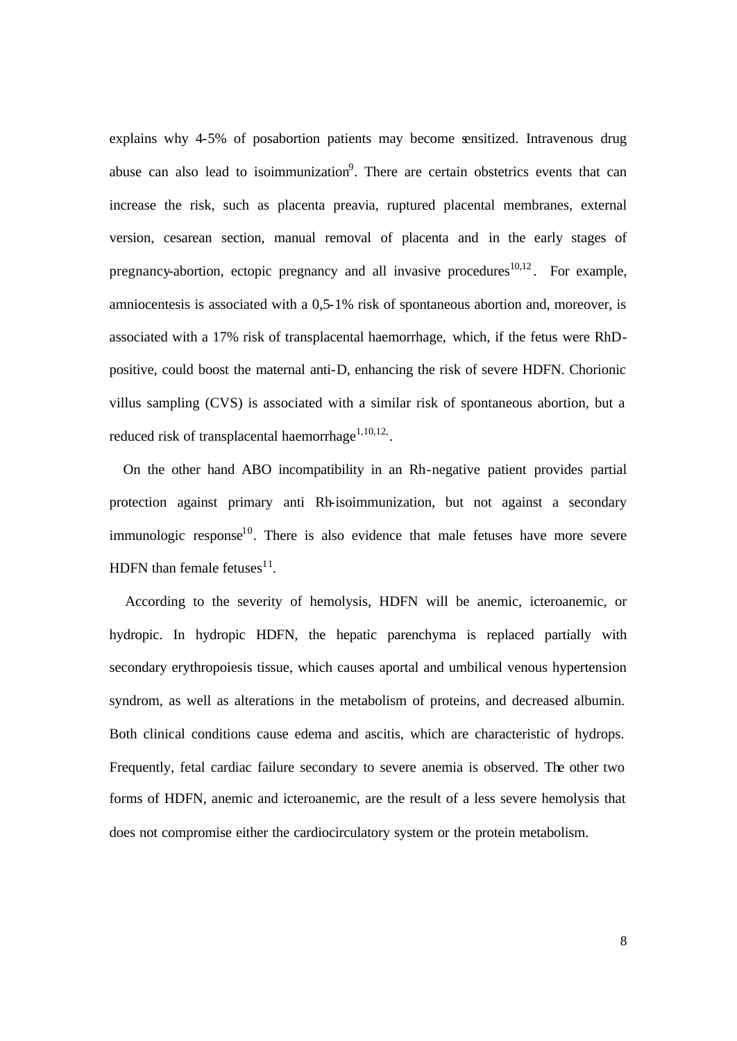explains why 4-5% of posabortion patients may become sensitized. Intravenous drug abuse can also lead to isoimmunization[9]. There are certain obstetrics events that can increase the risk, such as placenta preavia, ruptured placental membranes, external version, cesarean section, manual removal of placenta and in the early stages of pregnancy-abortion, ectopic pregnancy and all invasive procedures[10,12]. For example, amniocentesis is associated with a 0,5-1% risk of spontaneous abortion and, moreover, is associated with a 17% risk of transplacental haemorrhage, which, if the fetus were RhD-positive, could boost the maternal anti-D, enhancing the risk of severe HDFN. Chorionic villus sampling (CVS) is associated with a similar risk of spontaneous abortion, but a reduced risk of transplacental haemorrhage[1,10,12,].

On the other hand ABO incompatibility in an Rh-negative patient provides partial protection against primary anti Rh-isoimmunization, but not against a secondary immunologic response[10]. There is also evidence that male fetuses have more severe HDFN than female fetuses[11].

According to the severity of hemolysis, HDFN will be anemic, icteroanemic, or hydropic. In hydropic HDFN, the hepatic parenchyma is replaced partially with secondary erythropoiesis tissue, which causes aportal and umbilical venous hypertension syndrom, as well as alterations in the metabolism of proteins, and decreased albumin. Both clinical conditions cause edema and ascitis, which are characteristic of hydrops. Frequently, fetal cardiac failure secondary to severe anemia is observed. The other two forms of HDFN, anemic and icteroanemic, are the result of a less severe hemolysis that does not compromise either the cardiocirculatory system or the protein metabolism.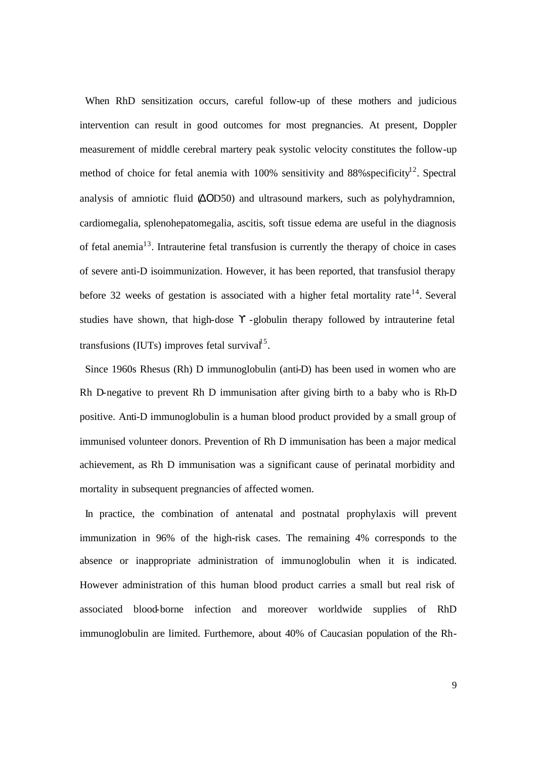When RhD sensitization occurs, careful follow-up of these mothers and judicious intervention can result in good outcomes for most pregnancies. At present, Doppler measurement of middle cerebral martery peak systolic velocity constitutes the follow-up method of choice for fetal anemia with 100% sensitivity and 88%specificity[12]. Spectral analysis of amniotic fluid (ΔOD50) and ultrasound markers, such as polyhydramnion, cardiomegalia, splenohepatomegalia, ascitis, soft tissue edema are useful in the diagnosis of fetal anemia[13]. Intrauterine fetal transfusion is currently the therapy of choice in cases of severe anti-D isoimmunization. However, it has been reported, that transfusiol therapy before 32 weeks of gestation is associated with a higher fetal mortality rate[14]. Several studies have shown, that high-dose ϒ -globulin therapy followed by intrauterine fetal transfusions (IUTs) improves fetal survival[15].

Since 1960s Rhesus (Rh) D immunoglobulin (anti-D) has been used in women who are Rh D-negative to prevent Rh D immunisation after giving birth to a baby who is Rh-D positive. Anti-D immunoglobulin is a human blood product provided by a small group of immunised volunteer donors. Prevention of Rh D immunisation has been a major medical achievement, as Rh D immunisation was a significant cause of perinatal morbidity and mortality in subsequent pregnancies of affected women.

In practice, the combination of antenatal and postnatal prophylaxis will prevent immunization in 96% of the high-risk cases. The remaining 4% corresponds to the absence or inappropriate administration of immunoglobulin when it is indicated. However administration of this human blood product carries a small but real risk of associated blood-borne infection and moreover worldwide supplies of RhD immunoglobulin are limited. Furthemore, about 40% of Caucasian population of the Rh-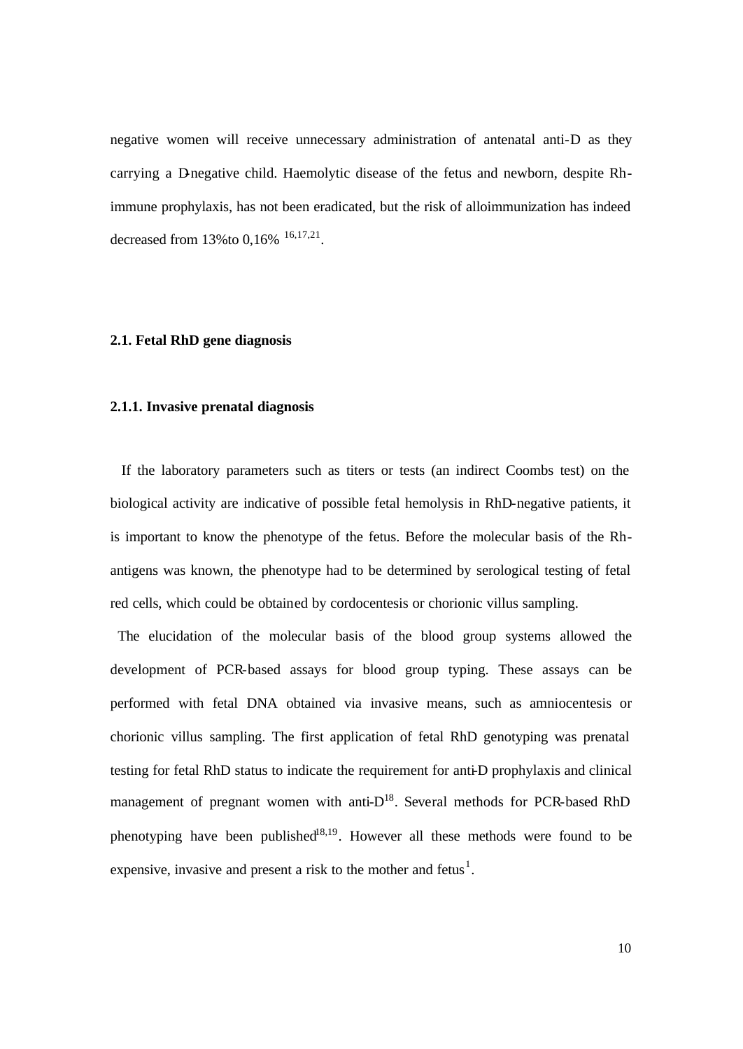negative women will receive unnecessary administration of antenatal anti-D as they carrying a D-negative child. Haemolytic disease of the fetus and newborn, despite Rh-immune prophylaxis, has not been eradicated, but the risk of alloimmunization has indeed decreased from 13%to 0,16% [16,17,21].

### 2.1. Fetal RhD gene diagnosis

#### 2.1.1. Invasive prenatal diagnosis

If the laboratory parameters such as titers or tests (an indirect Coombs test) on the biological activity are indicative of possible fetal hemolysis in RhD-negative patients, it is important to know the phenotype of the fetus. Before the molecular basis of the Rh-antigens was known, the phenotype had to be determined by serological testing of fetal red cells, which could be obtained by cordocentesis or chorionic villus sampling.

The elucidation of the molecular basis of the blood group systems allowed the development of PCR-based assays for blood group typing. These assays can be performed with fetal DNA obtained via invasive means, such as amniocentesis or chorionic villus sampling. The first application of fetal RhD genotyping was prenatal testing for fetal RhD status to indicate the requirement for anti-D prophylaxis and clinical management of pregnant women with anti-D[18]. Several methods for PCR-based RhD phenotyping have been published[18,19]. However all these methods were found to be expensive, invasive and present a risk to the mother and fetus[1].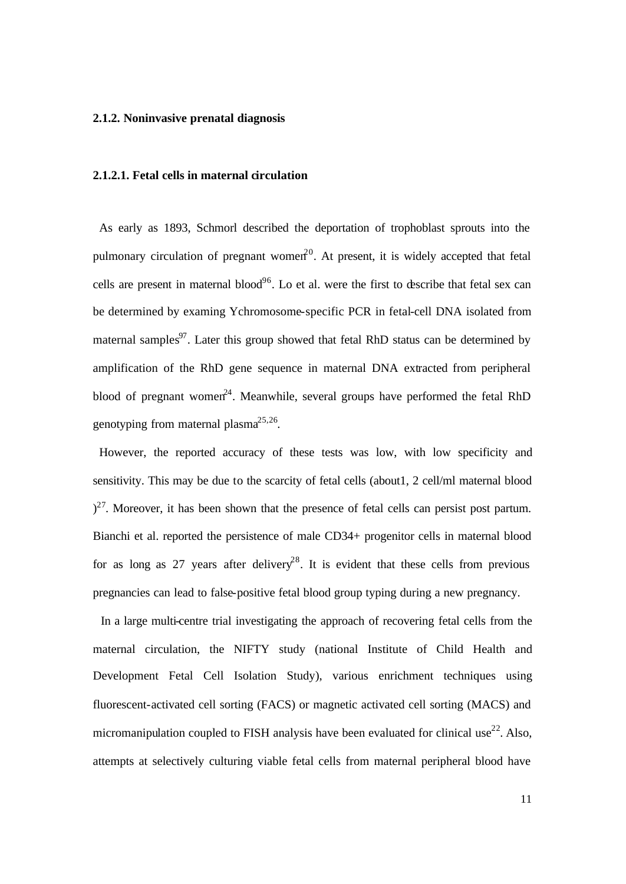### 2.1.2. Noninvasive prenatal diagnosis

#### 2.1.2.1. Fetal cells in maternal circulation

As early as 1893, Schmorl described the deportation of trophoblast sprouts into the pulmonary circulation of pregnant women[20]. At present, it is widely accepted that fetal cells are present in maternal blood[96]. Lo et al. were the first to describe that fetal sex can be determined by examing Ychromosome-specific PCR in fetal-cell DNA isolated from maternal samples[97]. Later this group showed that fetal RhD status can be determined by amplification of the RhD gene sequence in maternal DNA extracted from peripheral blood of pregnant women[24]. Meanwhile, several groups have performed the fetal RhD genotyping from maternal plasma[25,26].

However, the reported accuracy of these tests was low, with low specificity and sensitivity. This may be due to the scarcity of fetal cells (about1, 2 cell/ml maternal blood )[27]. Moreover, it has been shown that the presence of fetal cells can persist post partum. Bianchi et al. reported the persistence of male CD34+ progenitor cells in maternal blood for as long as 27 years after delivery[28]. It is evident that these cells from previous pregnancies can lead to false-positive fetal blood group typing during a new pregnancy.

In a large multi-centre trial investigating the approach of recovering fetal cells from the maternal circulation, the NIFTY study (national Institute of Child Health and Development Fetal Cell Isolation Study), various enrichment techniques using fluorescent-activated cell sorting (FACS) or magnetic activated cell sorting (MACS) and micromanipulation coupled to FISH analysis have been evaluated for clinical use[22]. Also, attempts at selectively culturing viable fetal cells from maternal peripheral blood have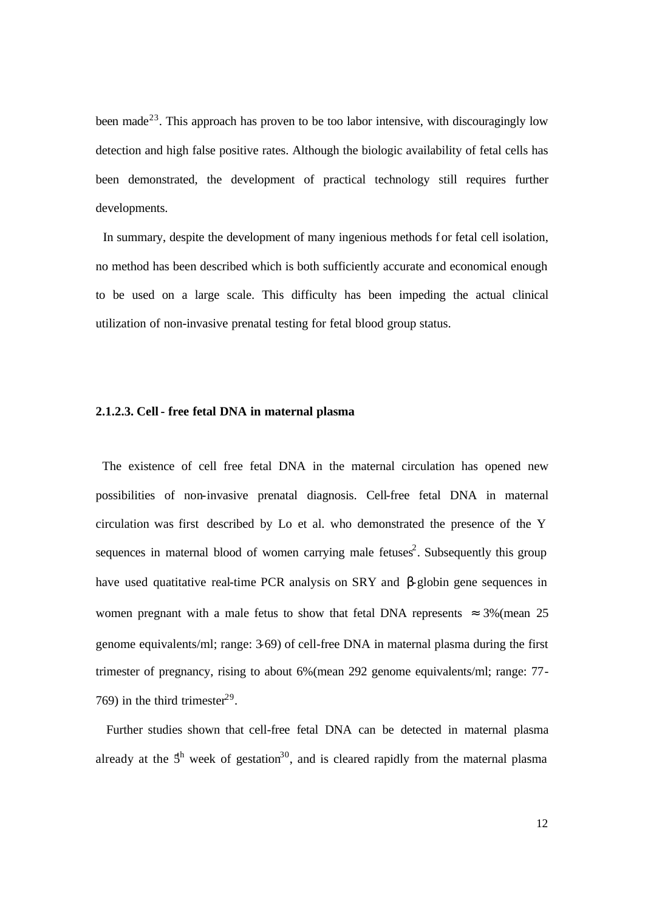been made[23]. This approach has proven to be too labor intensive, with discouragingly low detection and high false positive rates. Although the biologic availability of fetal cells has been demonstrated, the development of practical technology still requires further developments.

In summary, despite the development of many ingenious methods for fetal cell isolation, no method has been described which is both sufficiently accurate and economical enough to be used on a large scale. This difficulty has been impeding the actual clinical utilization of non-invasive prenatal testing for fetal blood group status.

#### 2.1.2.3. Cell - free fetal DNA in maternal plasma

The existence of cell free fetal DNA in the maternal circulation has opened new possibilities of non-invasive prenatal diagnosis. Cell-free fetal DNA in maternal circulation was first described by Lo et al. who demonstrated the presence of the Y sequences in maternal blood of women carrying male fetuses[2]. Subsequently this group have used quatitative real-time PCR analysis on SRY and β-globin gene sequences in women pregnant with a male fetus to show that fetal DNA represents ≈ 3%(mean 25 genome equivalents/ml; range: 3-69) of cell-free DNA in maternal plasma during the first trimester of pregnancy, rising to about 6%(mean 292 genome equivalents/ml; range: 77-769) in the third trimester[29].

Further studies shown that cell-free fetal DNA can be detected in maternal plasma already at the 5$^{th}$ week of gestation[30], and is cleared rapidly from the maternal plasma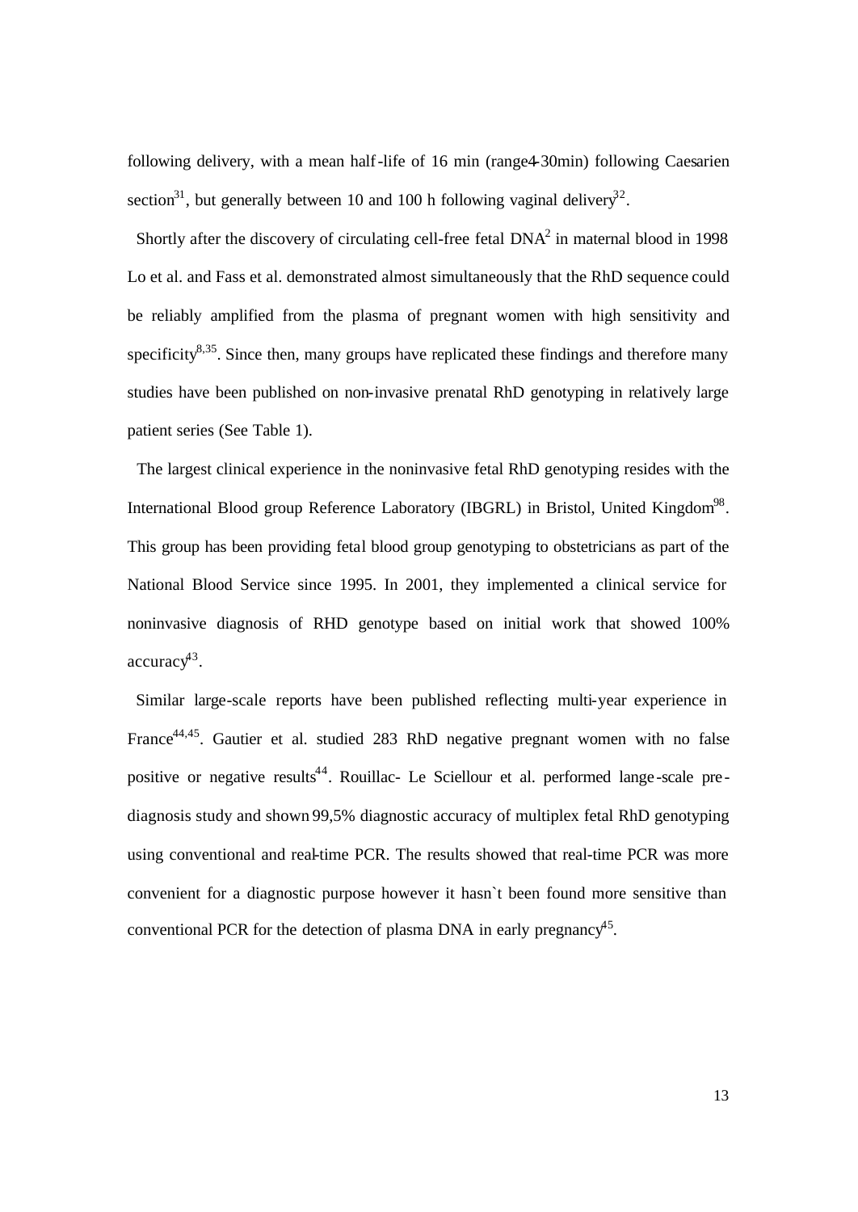following delivery, with a mean half-life of 16 min (range4-30min) following Caesarien section[31], but generally between 10 and 100 h following vaginal delivery[32].

Shortly after the discovery of circulating cell-free fetal DNA[2] in maternal blood in 1998 Lo et al. and Fass et al. demonstrated almost simultaneously that the RhD sequence could be reliably amplified from the plasma of pregnant women with high sensitivity and specificity[8,35]. Since then, many groups have replicated these findings and therefore many studies have been published on non-invasive prenatal RhD genotyping in relatively large patient series (See Table 1).

The largest clinical experience in the noninvasive fetal RhD genotyping resides with the International Blood group Reference Laboratory (IBGRL) in Bristol, United Kingdom[98]. This group has been providing fetal blood group genotyping to obstetricians as part of the National Blood Service since 1995. In 2001, they implemented a clinical service for noninvasive diagnosis of RHD genotype based on initial work that showed 100% accuracy[43].

Similar large-scale reports have been published reflecting multi-year experience in France[44,45]. Gautier et al. studied 283 RhD negative pregnant women with no false positive or negative results[44]. Rouillac- Le Sciellour et al. performed lange-scale pre-diagnosis study and shown 99,5% diagnostic accuracy of multiplex fetal RhD genotyping using conventional and real-time PCR. The results showed that real-time PCR was more convenient for a diagnostic purpose however it hasn`t been found more sensitive than conventional PCR for the detection of plasma DNA in early pregnancy[45].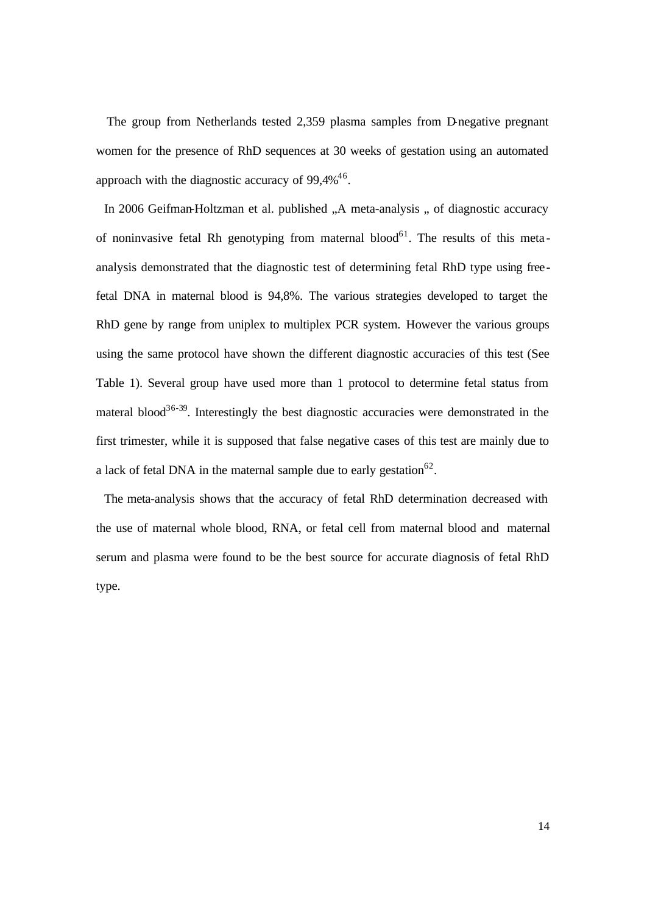The group from Netherlands tested 2,359 plasma samples from D-negative pregnant women for the presence of RhD sequences at 30 weeks of gestation using an automated approach with the diagnostic accuracy of 99,4%[46].

In 2006 Geifman-Holtzman et al. published „A meta-analysis „ of diagnostic accuracy of noninvasive fetal Rh genotyping from maternal blood[61]. The results of this meta-analysis demonstrated that the diagnostic test of determining fetal RhD type using free-fetal DNA in maternal blood is 94,8%. The various strategies developed to target the RhD gene by range from uniplex to multiplex PCR system. However the various groups using the same protocol have shown the different diagnostic accuracies of this test (See Table 1). Several group have used more than 1 protocol to determine fetal status from materal blood[36-39]. Interestingly the best diagnostic accuracies were demonstrated in the first trimester, while it is supposed that false negative cases of this test are mainly due to a lack of fetal DNA in the maternal sample due to early gestation[62].

The meta-analysis shows that the accuracy of fetal RhD determination decreased with the use of maternal whole blood, RNA, or fetal cell from maternal blood and maternal serum and plasma were found to be the best source for accurate diagnosis of fetal RhD type.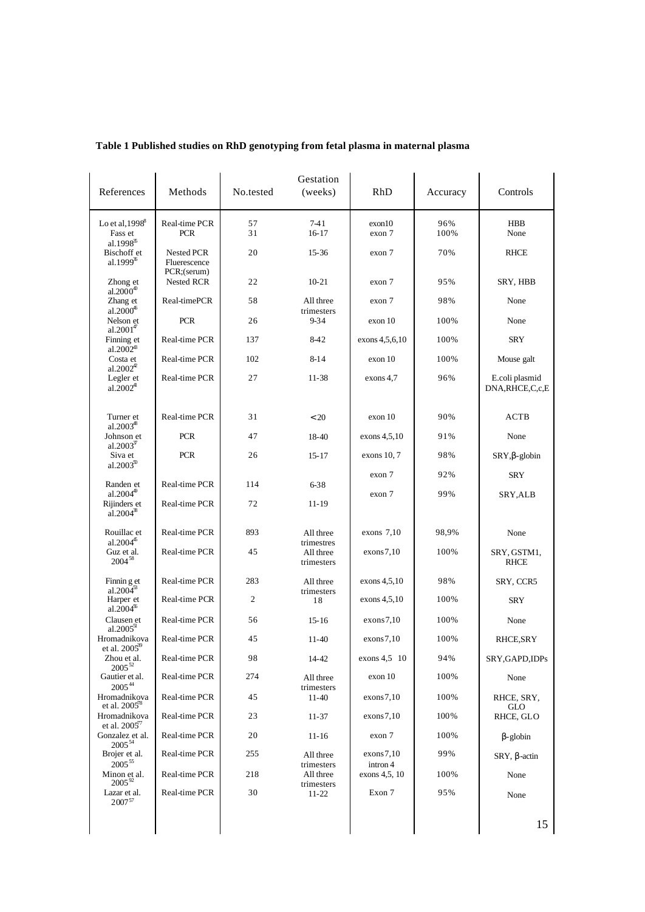**Table 1 Published studies on RhD genotyping from fetal plasma in maternal plasma**

| References | Methods | No.tested | Gestation (weeks) | RhD | Accuracy | Controls |
|---|---|---|---|---|---|---|
| Lo et al,1998[8] | Real-time PCR | 57 | 7-41 | exon10 | 96% | HBB |
| Fass et al.1998[35] | PCR | 31 | 16-17 | exon 7 | 100% | None |
| Bischoff et al.1999[36] | Nested PCR Fluerescence PCR;(serum) | 20 | 15-36 | exon 7 | 70% | RHCE |
| Zhong et al.2000[40] | Nested RCR | 22 | 10-21 | exon 7 | 95% | SRY, HBB |
| Zhang et al.2000[46] | Real-timePCR | 58 | All three trimesters | exon 7 | 98% | None |
| Nelson et al.2001[47] | PCR | 26 | 9-34 | exon 10 | 100% | None |
| Finning et al.2002[38] | Real-time PCR | 137 | 8-42 | exons 4,5,6,10 | 100% | SRY |
| Costa et al.2002[42] | Real-time PCR | 102 | 8-14 | exon 10 | 100% | Mouse galt |
| Legler et al.2002[41] | Real-time PCR | 27 | 11-38 | exons 4,7 | 96% | E.coli plasmid DNA,RHCE,C,c,E |
| Turner et al.2003[43] | Real-time PCR | 31 | <20 | exon 10 | 90% | ACTB |
| Johnson et al.2003[37] | PCR | 47 | 18-40 | exons 4,5,10 | 91% | None |
| Siva et al.2003[50] | PCR | 26 | 15-17 | exons 10, 7 | 98% | SRY,β-globin |
| Randen et al.2004[49] | Real-time PCR | 114 | 6-38 | exon 7 | 92% | SRY |
| Rijinders et al.2004[38] | Real-time PCR | 72 | 11-19 | exon 7 | 99% | SRY,ALB |
| Rouillac et al.2004[45] | Real-time PCR | 893 | All three trimestres | exons 7,10 | 98,9% | None |
| Guz et al. 2004[58] | Real-time PCR | 45 | All three trimesters | exons7,10 | 100% | SRY, GSTM1, RHCE |
| Finnin g et al.2004[33] | Real-time PCR | 283 | All three trimesters | exons 4,5,10 | 98% | SRY, CCR5 |
| Harper et al.2004[56] | Real-time PCR | 2 | 18 | exons 4,5,10 | 100% | SRY |
| Clausen et al.2005[51] | Real-time PCR | 56 | 15-16 | exons7,10 | 100% | None |
| Hromadnikova et al. 2005[39] | Real-time PCR | 45 | 11-40 | exons7,10 | 100% | RHCE,SRY |
| Zhou et al. 2005[52] | Real-time PCR | 98 | 14-42 | exons 4,5 10 | 94% | SRY,GAPD,IDPs |
| Gautier et al. 2005[44] | Real-time PCR | 274 | All three trimesters | exon 10 | 100% | None |
| Hromadnikova et al. 2005[78] | Real-time PCR | 45 | 11-40 | exons7,10 | 100% | RHCE, SRY, GLO |
| Hromadnikova et al. 2005[77] | Real-time PCR | 23 | 11-37 | exons7,10 | 100% | RHCE, GLO |
| Gonzalez et al. 2005[54] | Real-time PCR | 20 | 11-16 | exon 7 | 100% | β-globin |
| Brojer et al. 2005[55] | Real-time PCR | 255 | All three trimesters | exons7,10 intron 4 | 99% | SRY, β-actin |
| Minon et al. 2005[92] | Real-time PCR | 218 | All three trimesters | exons 4,5, 10 | 100% | None |
| Lazar et al. 2007[57] | Real-time PCR | 30 | 11-22 | Exon 7 | 95% | None |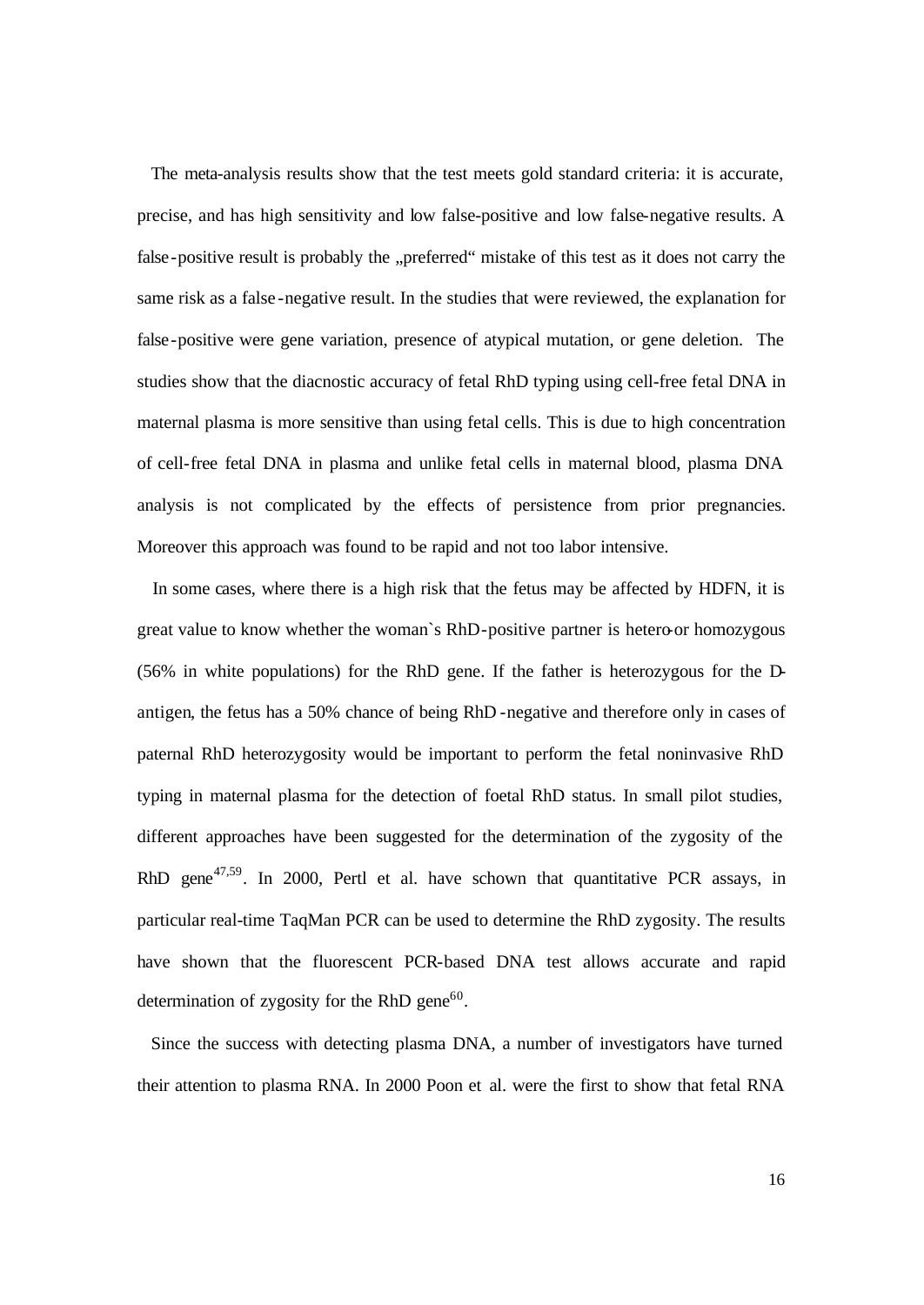The meta-analysis results show that the test meets gold standard criteria: it is accurate, precise, and has high sensitivity and low false-positive and low false-negative results. A false-positive result is probably the „preferred" mistake of this test as it does not carry the same risk as a false-negative result. In the studies that were reviewed, the explanation for false-positive were gene variation, presence of atypical mutation, or gene deletion. The studies show that the diacnostic accuracy of fetal RhD typing using cell-free fetal DNA in maternal plasma is more sensitive than using fetal cells. This is due to high concentration of cell-free fetal DNA in plasma and unlike fetal cells in maternal blood, plasma DNA analysis is not complicated by the effects of persistence from prior pregnancies. Moreover this approach was found to be rapid and not too labor intensive.

In some cases, where there is a high risk that the fetus may be affected by HDFN, it is great value to know whether the woman`s RhD-positive partner is hetero-or homozygous (56% in white populations) for the RhD gene. If the father is heterozygous for the D-antigen, the fetus has a 50% chance of being RhD-negative and therefore only in cases of paternal RhD heterozygosity would be important to perform the fetal noninvasive RhD typing in maternal plasma for the detection of foetal RhD status. In small pilot studies, different approaches have been suggested for the determination of the zygosity of the RhD gene[47,59]. In 2000, Pertl et al. have schown that quantitative PCR assays, in particular real-time TaqMan PCR can be used to determine the RhD zygosity. The results have shown that the fluorescent PCR-based DNA test allows accurate and rapid determination of zygosity for the RhD gene[60].

Since the success with detecting plasma DNA, a number of investigators have turned their attention to plasma RNA. In 2000 Poon et al. were the first to show that fetal RNA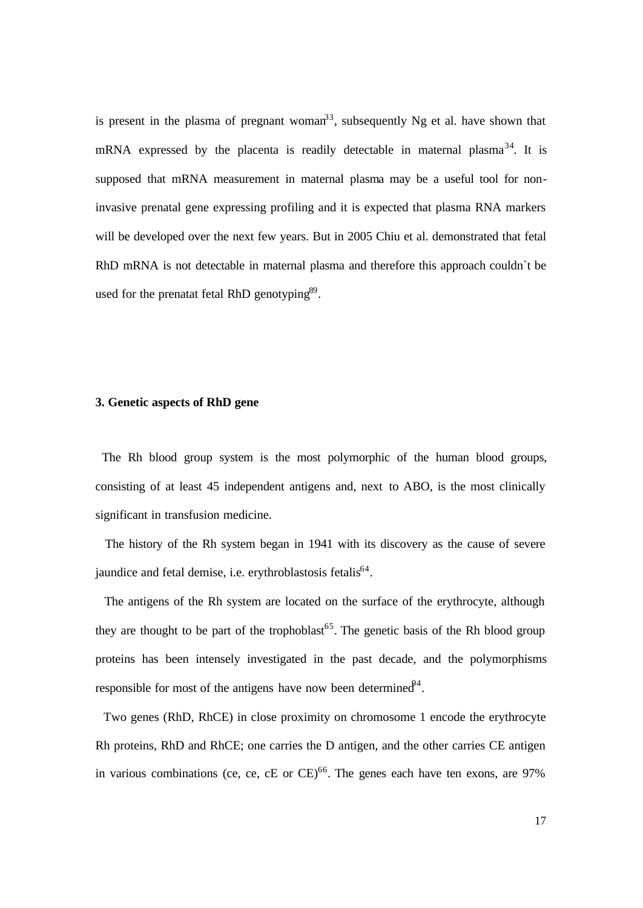is present in the plasma of pregnant woman[33], subsequently Ng et al. have shown that mRNA expressed by the placenta is readily detectable in maternal plasma[34]. It is supposed that mRNA measurement in maternal plasma may be a useful tool for non-invasive prenatal gene expressing profiling and it is expected that plasma RNA markers will be developed over the next few years. But in 2005 Chiu et al. demonstrated that fetal RhD mRNA is not detectable in maternal plasma and therefore this approach couldn`t be used for the prenatat fetal RhD genotyping[89].

### 3. Genetic aspects of RhD gene

The Rh blood group system is the most polymorphic of the human blood groups, consisting of at least 45 independent antigens and, next to ABO, is the most clinically significant in transfusion medicine.

The history of the Rh system began in 1941 with its discovery as the cause of severe jaundice and fetal demise, i.e. erythroblastosis fetalis[64].

The antigens of the Rh system are located on the surface of the erythrocyte, although they are thought to be part of the trophoblast[65]. The genetic basis of the Rh blood group proteins has been intensely investigated in the past decade, and the polymorphisms responsible for most of the antigens have now been determined[94].

Two genes (RhD, RhCE) in close proximity on chromosome 1 encode the erythrocyte Rh proteins, RhD and RhCE; one carries the D antigen, and the other carries CE antigen in various combinations (ce, ce, cE or CE)[66]. The genes each have ten exons, are 97%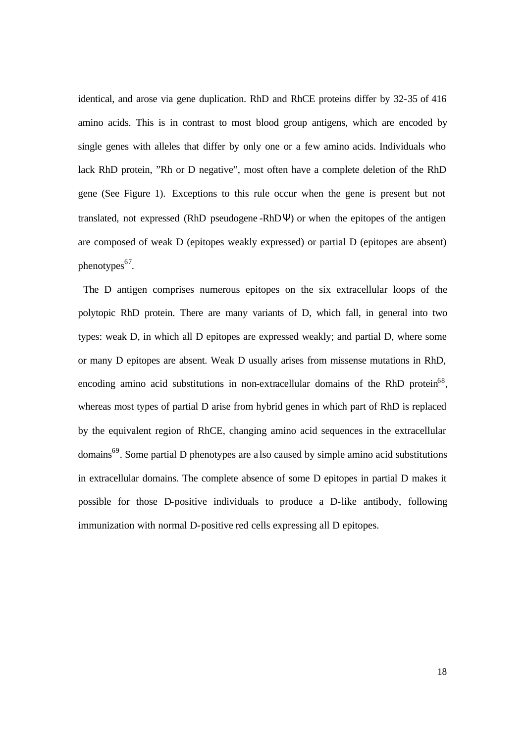identical, and arose via gene duplication. RhD and RhCE proteins differ by 32-35 of 416 amino acids. This is in contrast to most blood group antigens, which are encoded by single genes with alleles that differ by only one or a few amino acids. Individuals who lack RhD protein, "Rh or D negative", most often have a complete deletion of the RhD gene (See Figure 1). Exceptions to this rule occur when the gene is present but not translated, not expressed (RhD pseudogene -RhDΨ) or when the epitopes of the antigen are composed of weak D (epitopes weakly expressed) or partial D (epitopes are absent) phenotypes[67].

The D antigen comprises numerous epitopes on the six extracellular loops of the polytopic RhD protein. There are many variants of D, which fall, in general into two types: weak D, in which all D epitopes are expressed weakly; and partial D, where some or many D epitopes are absent. Weak D usually arises from missense mutations in RhD, encoding amino acid substitutions in non-extracellular domains of the RhD protein[68], whereas most types of partial D arise from hybrid genes in which part of RhD is replaced by the equivalent region of RhCE, changing amino acid sequences in the extracellular domains[69]. Some partial D phenotypes are also caused by simple amino acid substitutions in extracellular domains. The complete absence of some D epitopes in partial D makes it possible for those D-positive individuals to produce a D-like antibody, following immunization with normal D-positive red cells expressing all D epitopes.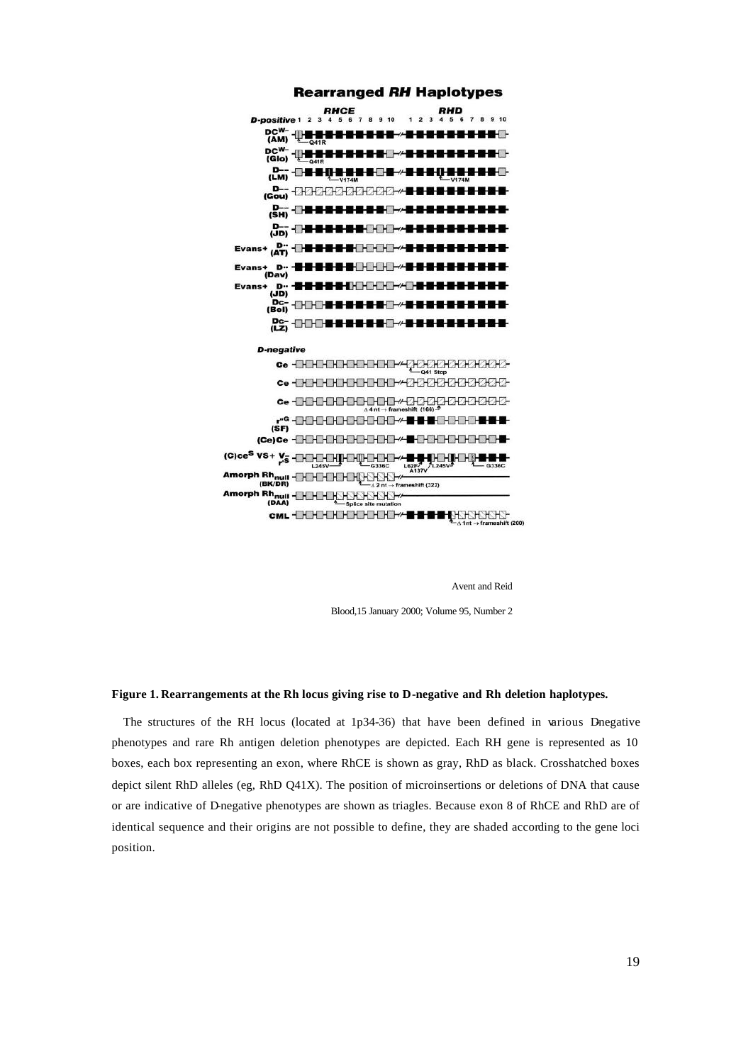Avent and Reid

Blood,15 January 2000; Volume 95, Number 2

**Figure 1. Rearrangements at the Rh locus giving rise to D-negative and Rh deletion haplotypes.**

The structures of the RH locus (located at 1p34-36) that have been defined in various D-negative phenotypes and rare Rh antigen deletion phenotypes are depicted. Each RH gene is represented as 10 boxes, each box representing an exon, where RhCE is shown as gray, RhD as black. Crosshatched boxes depict silent RhD alleles (eg, RhD Q41X). The position of microinsertions or deletions of DNA that cause or are indicative of D-negative phenotypes are shown as triagles. Because exon 8 of RhCE and RhD are of identical sequence and their origins are not possible to define, they are shaded according to the gene loci position.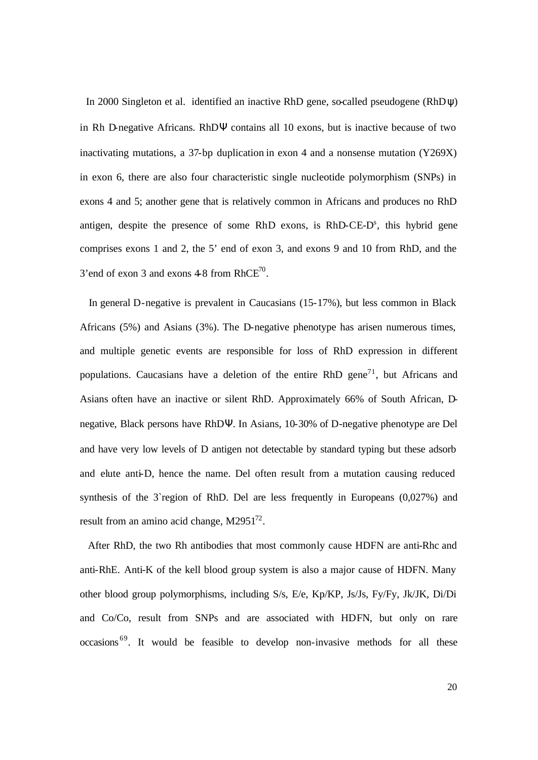In 2000 Singleton et al. identified an inactive RhD gene, so-called pseudogene (RhDψ) in Rh D-negative Africans. RhDΨ contains all 10 exons, but is inactive because of two inactivating mutations, a 37-bp duplication in exon 4 and a nonsense mutation (Y269X) in exon 6, there are also four characteristic single nucleotide polymorphism (SNPs) in exons 4 and 5; another gene that is relatively common in Africans and produces no RhD antigen, despite the presence of some RhD exons, is RhD-CE-$D^s$, this hybrid gene comprises exons 1 and 2, the 5' end of exon 3, and exons 9 and 10 from RhD, and the 3'end of exon 3 and exons 4-8 from RhCE[70].

In general D-negative is prevalent in Caucasians (15-17%), but less common in Black Africans (5%) and Asians (3%). The D-negative phenotype has arisen numerous times, and multiple genetic events are responsible for loss of RhD expression in different populations. Caucasians have a deletion of the entire RhD gene[71], but Africans and Asians often have an inactive or silent RhD. Approximately 66% of South African, D-negative, Black persons have RhDΨ. In Asians, 10-30% of D-negative phenotype are Del and have very low levels of D antigen not detectable by standard typing but these adsorb and elute anti-D, hence the name. Del often result from a mutation causing reduced synthesis of the 3`region of RhD. Del are less frequently in Europeans (0,027%) and result from an amino acid change, M2951[72].

After RhD, the two Rh antibodies that most commonly cause HDFN are anti-Rhc and anti-RhE. Anti-K of the kell blood group system is also a major cause of HDFN. Many other blood group polymorphisms, including S/s, E/e, Kp/KP, Js/Js, Fy/Fy, Jk/JK, Di/Di and Co/Co, result from SNPs and are associated with HDFN, but only on rare occasions[69]. It would be feasible to develop non-invasive methods for all these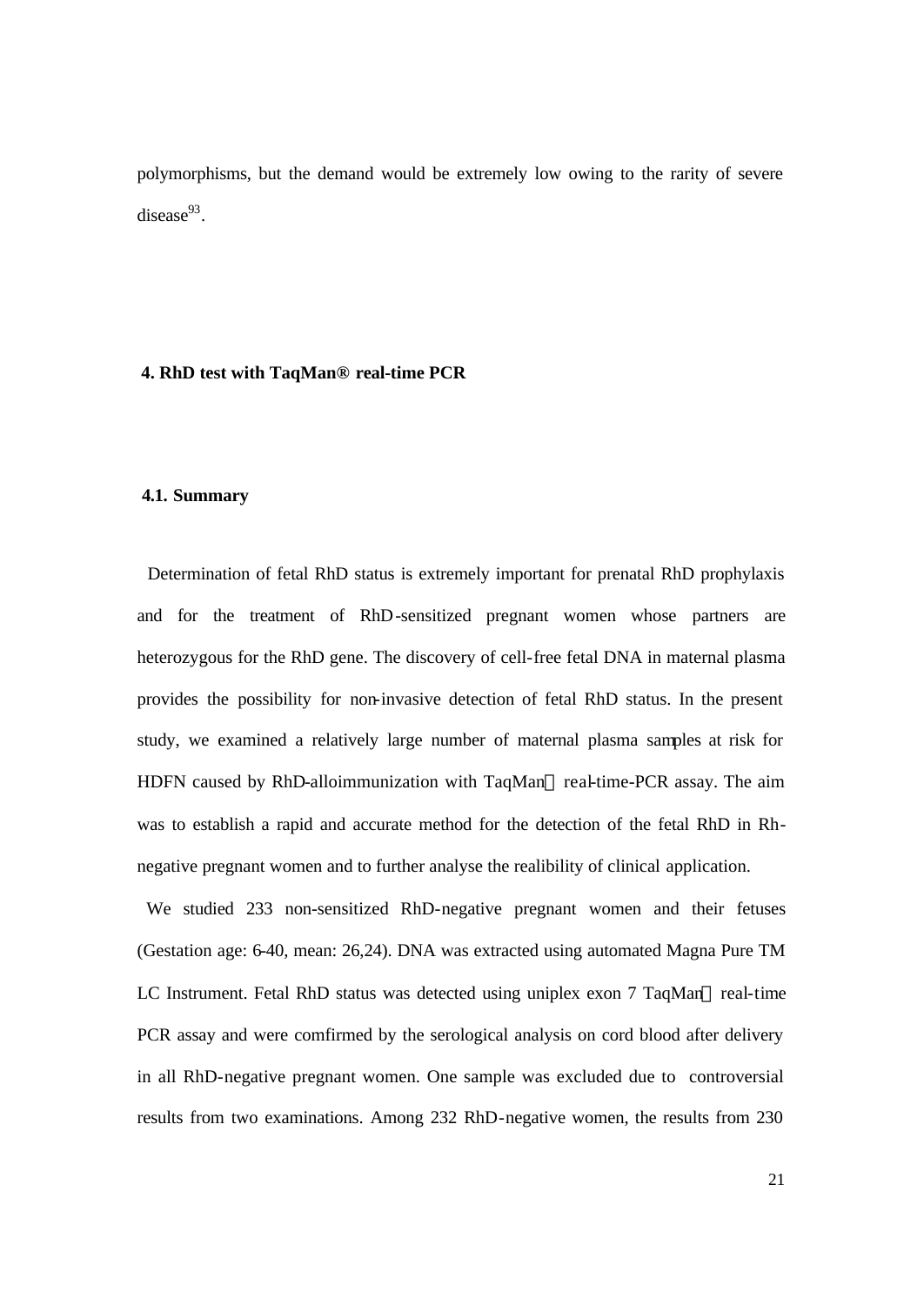polymorphisms, but the demand would be extremely low owing to the rarity of severe disease[93].

## 4. RhD test with TaqMan® real-time PCR

### 4.1. Summary

Determination of fetal RhD status is extremely important for prenatal RhD prophylaxis and for the treatment of RhD-sensitized pregnant women whose partners are heterozygous for the RhD gene. The discovery of cell-free fetal DNA in maternal plasma provides the possibility for non-invasive detection of fetal RhD status. In the present study, we examined a relatively large number of maternal plasma samples at risk for HDFN caused by RhD-alloimmunization with TaqMan® real-time-PCR assay. The aim was to establish a rapid and accurate method for the detection of the fetal RhD in Rh-negative pregnant women and to further analyse the realibility of clinical application.

We studied 233 non-sensitized RhD-negative pregnant women and their fetuses (Gestation age: 6-40, mean: 26,24). DNA was extracted using automated Magna Pure TM LC Instrument. Fetal RhD status was detected using uniplex exon 7 TaqMan® real-time PCR assay and were comfirmed by the serological analysis on cord blood after delivery in all RhD-negative pregnant women. One sample was excluded due to controversial results from two examinations. Among 232 RhD-negative women, the results from 230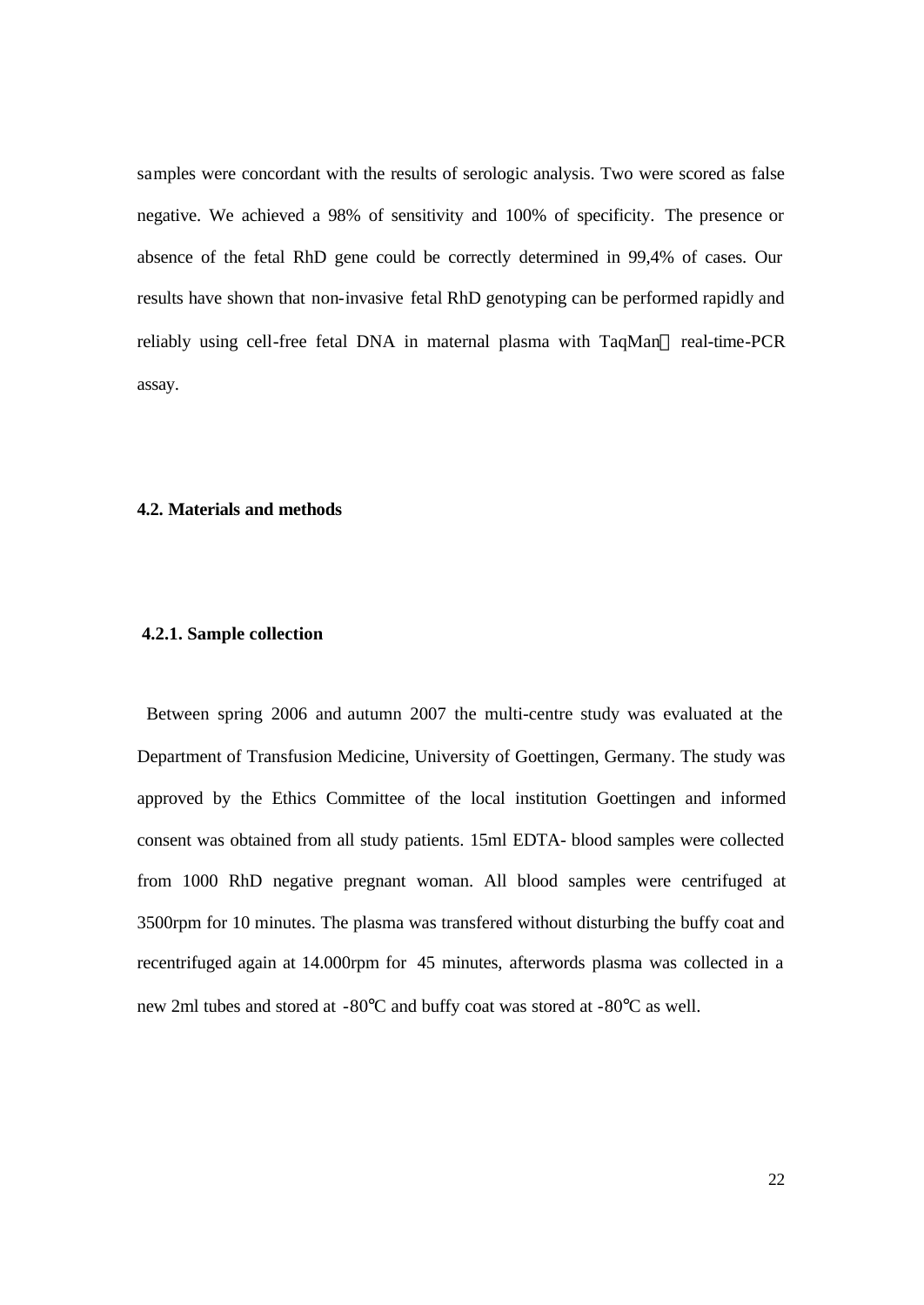samples were concordant with the results of serologic analysis. Two were scored as false negative. We achieved a 98% of sensitivity and 100% of specificity. The presence or absence of the fetal RhD gene could be correctly determined in 99,4% of cases. Our results have shown that non-invasive fetal RhD genotyping can be performed rapidly and reliably using cell-free fetal DNA in maternal plasma with TaqMan real-time-PCR assay.

## 4.2. Materials and methods

### 4.2.1. Sample collection

Between spring 2006 and autumn 2007 the multi-centre study was evaluated at the Department of Transfusion Medicine, University of Goettingen, Germany. The study was approved by the Ethics Committee of the local institution Goettingen and informed consent was obtained from all study patients. 15ml EDTA- blood samples were collected from 1000 RhD negative pregnant woman. All blood samples were centrifuged at 3500rpm for 10 minutes. The plasma was transfered without disturbing the buffy coat and recentrifuged again at 14.000rpm for 45 minutes, afterwords plasma was collected in a new 2ml tubes and stored at -80°C and buffy coat was stored at -80°C as well.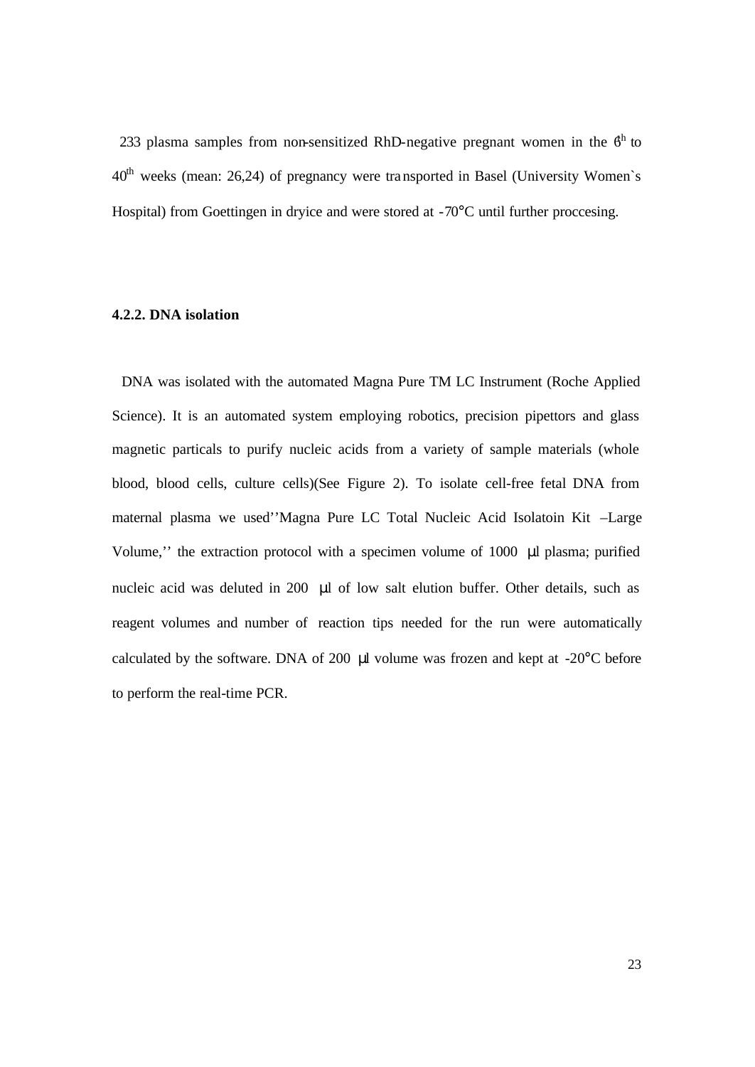233 plasma samples from non-sensitized RhD-negative pregnant women in the 6$^{th}$ to 40$^{th}$ weeks (mean: 26,24) of pregnancy were transported in Basel (University Women`s Hospital) from Goettingen in dryice and were stored at -70°C until further proccesing.

### 4.2.2. DNA isolation

DNA was isolated with the automated Magna Pure TM LC Instrument (Roche Applied Science). It is an automated system employing robotics, precision pipettors and glass magnetic particals to purify nucleic acids from a variety of sample materials (whole blood, blood cells, culture cells)(See Figure 2). To isolate cell-free fetal DNA from maternal plasma we used''Magna Pure LC Total Nucleic Acid Isolatoin Kit –Large Volume,'' the extraction protocol with a specimen volume of 1000 µl plasma; purified nucleic acid was deluted in 200 µl of low salt elution buffer. Other details, such as reagent volumes and number of reaction tips needed for the run were automatically calculated by the software. DNA of 200 µl volume was frozen and kept at -20°C before to perform the real-time PCR.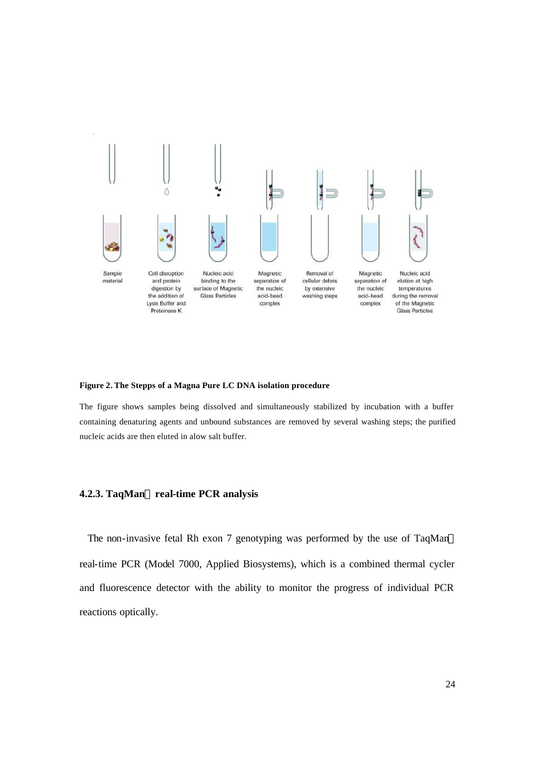Sample material

Cell disruption and protein digestion by the addition of Lysis Buffer and Proteinase K

Nucleic acid binding to the surface of Magnetic Glass Particles

Magnetic separation of the nucleic acid-bead complex

Removal of cellular debris by extensive washing steps

Magnetic separation of the nucleic acid-bead complex

Nucleic acid elution at high temperatures during the removal of the Magnetic Glass Particles

**Figure 2. The Stepps of a Magna Pure LC DNA isolation procedure**

The figure shows samples being dissolved and simultaneously stabilized by incubation with a buffer containing denaturing agents and unbound substances are removed by several washing steps; the purified nucleic acids are then eluted in alow salt buffer.

### 4.2.3. TaqMan real-time PCR analysis

The non-invasive fetal Rh exon 7 genotyping was performed by the use of TaqMan real-time PCR (Model 7000, Applied Biosystems), which is a combined thermal cycler and fluorescence detector with the ability to monitor the progress of individual PCR reactions optically.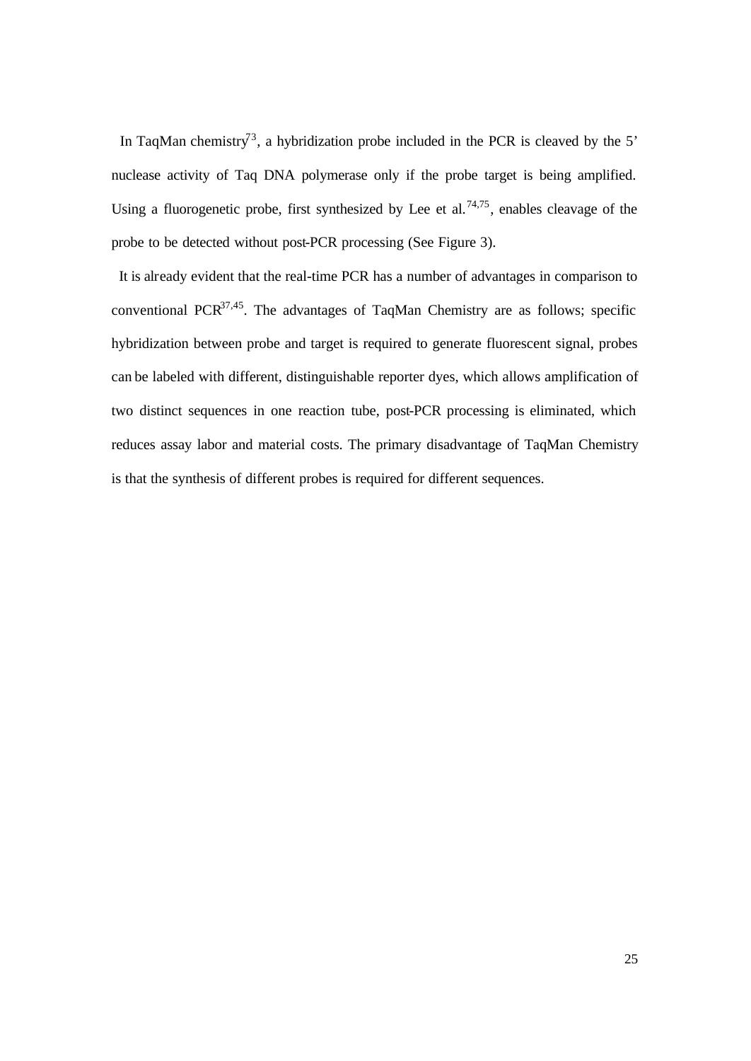In TaqMan chemistry[73], a hybridization probe included in the PCR is cleaved by the 5' nuclease activity of Taq DNA polymerase only if the probe target is being amplified. Using a fluorogenetic probe, first synthesized by Lee et al.[74,75], enables cleavage of the probe to be detected without post-PCR processing (See Figure 3).

It is already evident that the real-time PCR has a number of advantages in comparison to conventional PCR[37,45]. The advantages of TaqMan Chemistry are as follows; specific hybridization between probe and target is required to generate fluorescent signal, probes can be labeled with different, distinguishable reporter dyes, which allows amplification of two distinct sequences in one reaction tube, post-PCR processing is eliminated, which reduces assay labor and material costs. The primary disadvantage of TaqMan Chemistry is that the synthesis of different probes is required for different sequences.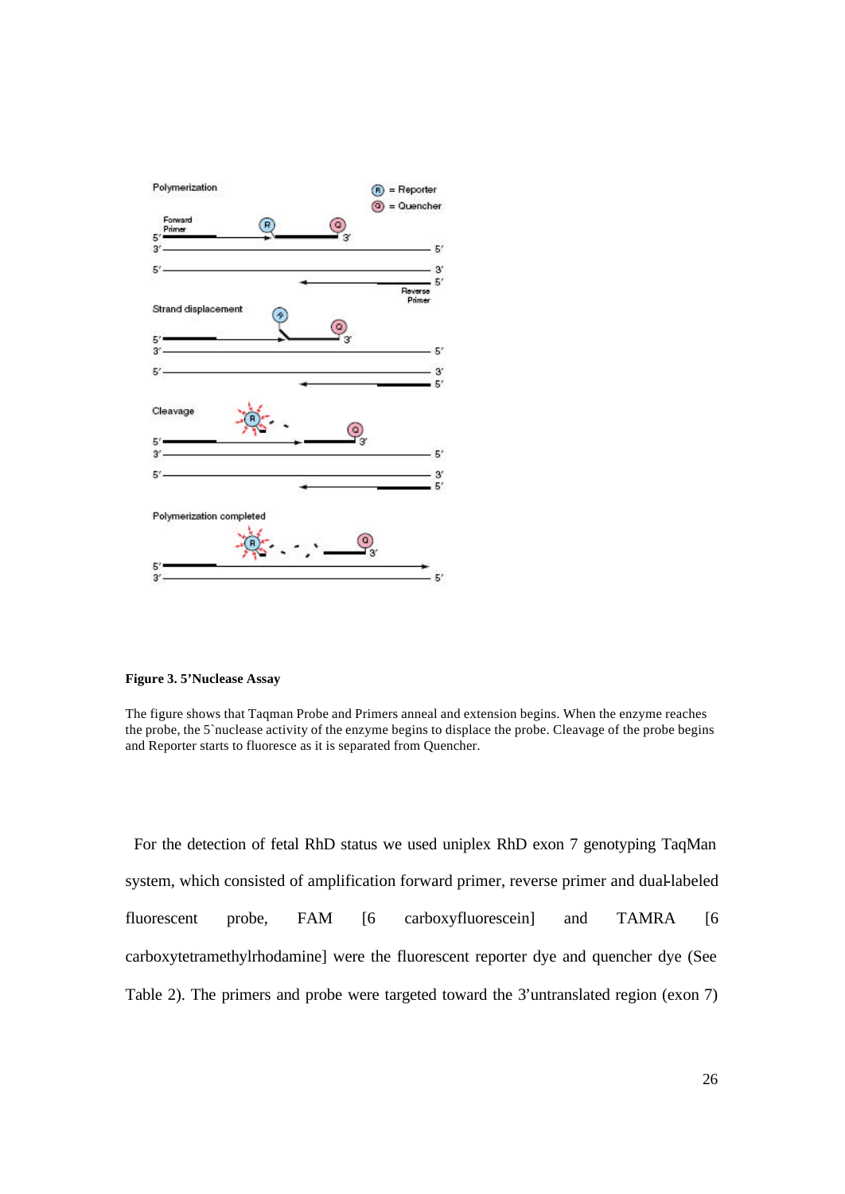**Figure 3. 5'Nuclease Assay**

The figure shows that Taqman Probe and Primers anneal and extension begins. When the enzyme reaches the probe, the 5`nuclease activity of the enzyme begins to displace the probe. Cleavage of the probe begins and Reporter starts to fluoresce as it is separated from Quencher.

For the detection of fetal RhD status we used uniplex RhD exon 7 genotyping TaqMan system, which consisted of amplification forward primer, reverse primer and dual-labeled fluorescent probe, FAM [6 carboxyfluorescein] and TAMRA [6 carboxytetramethylrhodamine] were the fluorescent reporter dye and quencher dye (See Table 2). The primers and probe were targeted toward the 3'untranslated region (exon 7)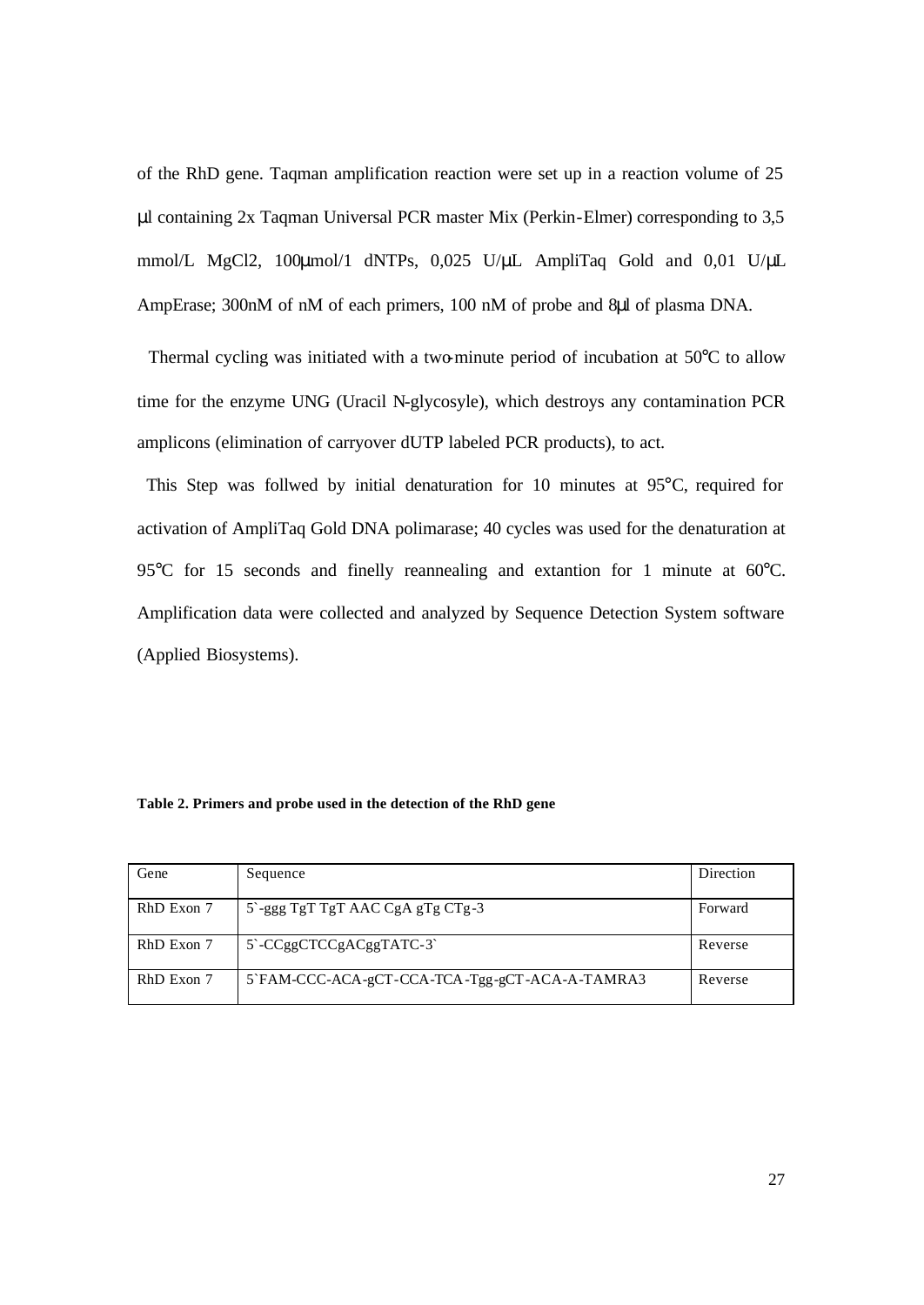of the RhD gene. Taqman amplification reaction were set up in a reaction volume of 25 μl containing 2x Taqman Universal PCR master Mix (Perkin-Elmer) corresponding to 3,5 mmol/L $MgCl_2$, 100μmol/1 dNTPs, 0,025 U/μL AmpliTaq Gold and 0,01 U/μL AmpErase; 300nM of nM of each primers, 100 nM of probe and 8μl of plasma DNA.

Thermal cycling was initiated with a two-minute period of incubation at 50°C to allow time for the enzyme UNG (Uracil N-glycosyle), which destroys any contamination PCR amplicons (elimination of carryover dUTP labeled PCR products), to act.

This Step was follwed by initial denaturation for 10 minutes at 95°C, required for activation of AmpliTaq Gold DNA polimarase; 40 cycles was used for the denaturation at 95°C for 15 seconds and finelly reannealing and extantion for 1 minute at 60°C. Amplification data were collected and analyzed by Sequence Detection System software (Applied Biosystems).

**Table 2. Primers and probe used in the detection of the RhD gene**

| Gene | Sequence | Direction |
|---|---|---|
| RhD Exon 7 | 5`-ggg TgT TgT AAC CgA gTg CTg-3 | Forward |
| RhD Exon 7 | 5`-CCggCTCCgACggTATC-3` | Reverse |
| RhD Exon 7 | 5`FAM-CCC-ACA-gCT-CCA-TCA-Tgg-gCT-ACA-A-TAMRA3 | Reverse |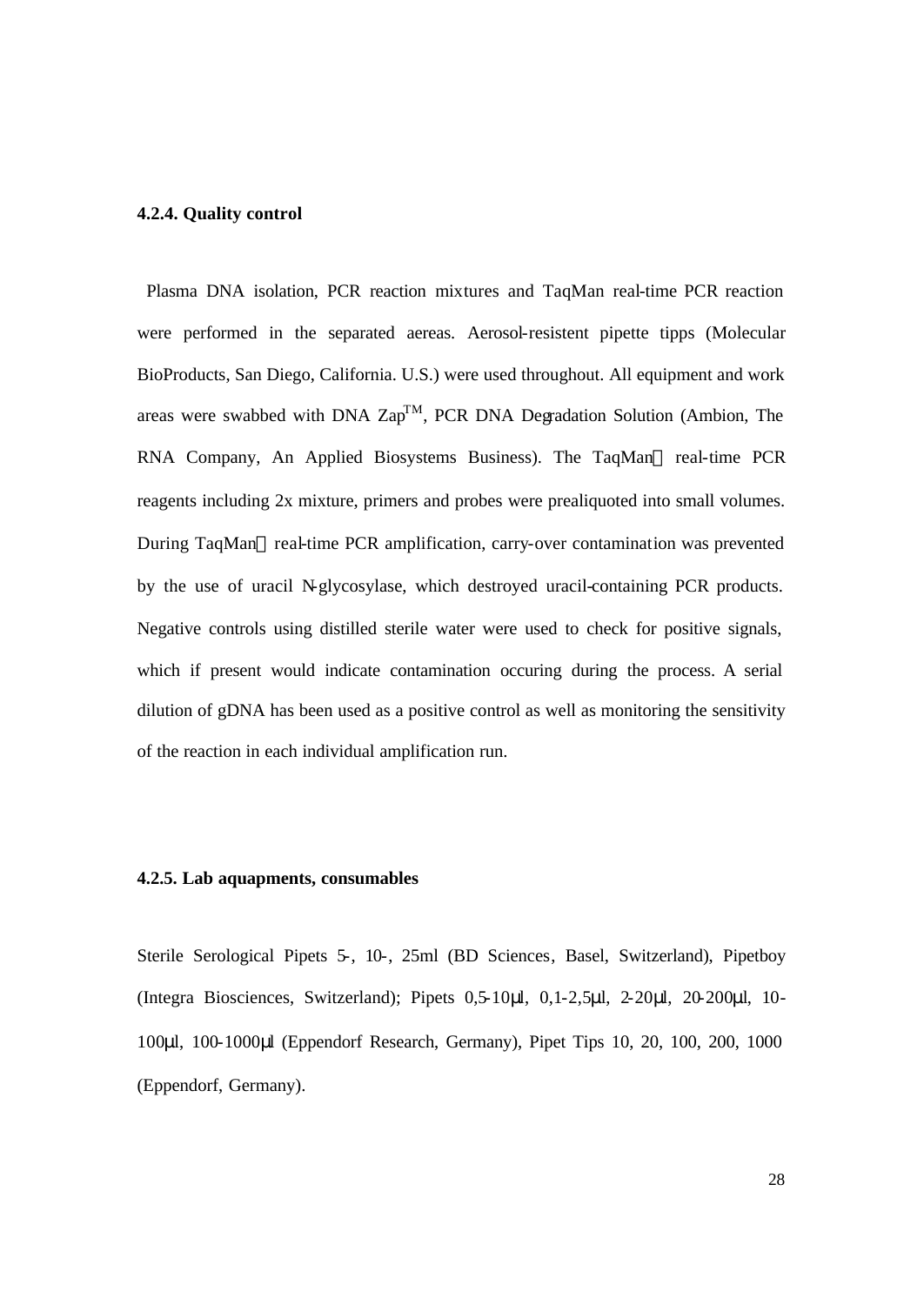#### 4.2.4. Quality control

Plasma DNA isolation, PCR reaction mixtures and TaqMan real-time PCR reaction were performed in the separated aereas. Aerosol-resistent pipette tipps (Molecular BioProducts, San Diego, California. U.S.) were used throughout. All equipment and work areas were swabbed with DNA Zap$^{TM}$, PCR DNA Degradation Solution (Ambion, The RNA Company, An Applied Biosystems Business). The TaqMan® real-time PCR reagents including 2x mixture, primers and probes were prealiquoted into small volumes. During TaqMan® real-time PCR amplification, carry-over contamination was prevented by the use of uracil N-glycosylase, which destroyed uracil-containing PCR products. Negative controls using distilled sterile water were used to check for positive signals, which if present would indicate contamination occuring during the process. A serial dilution of gDNA has been used as a positive control as well as monitoring the sensitivity of the reaction in each individual amplification run.

#### 4.2.5. Lab aquapments, consumables

Sterile Serological Pipets 5-, 10-, 25ml (BD Sciences, Basel, Switzerland), Pipetboy (Integra Biosciences, Switzerland); Pipets 0,5-10µl, 0,1-2,5µl, 2-20µl, 20-200µl, 10-100µl, 100-1000µl (Eppendorf Research, Germany), Pipet Tips 10, 20, 100, 200, 1000 (Eppendorf, Germany).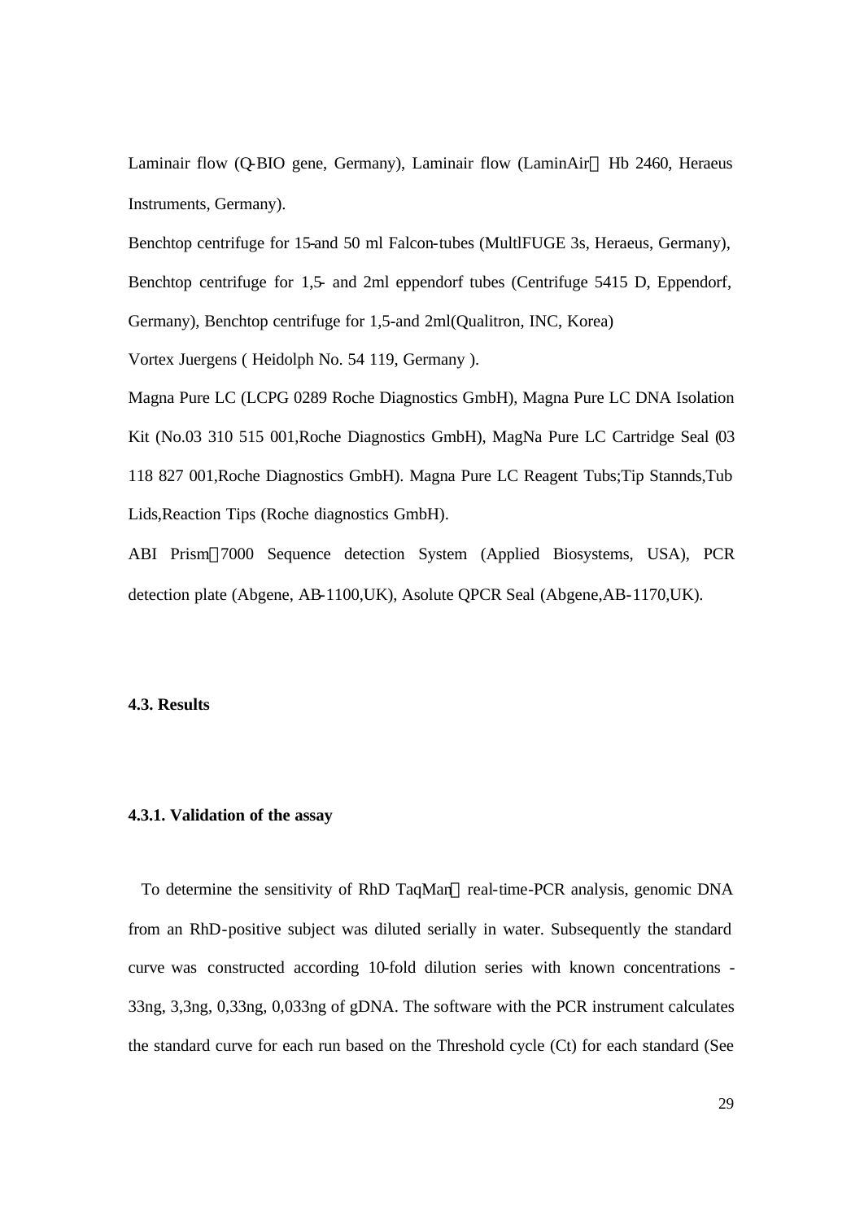Laminair flow (Q-BIO gene, Germany), Laminair flow (LaminAir Hb 2460, Heraeus Instruments, Germany).

Benchtop centrifuge for 15-and 50 ml Falcon-tubes (MultlFUGE 3s, Heraeus, Germany), Benchtop centrifuge for 1,5- and 2ml eppendorf tubes (Centrifuge 5415 D, Eppendorf, Germany), Benchtop centrifuge for 1,5-and 2ml(Qualitron, INC, Korea)

Vortex Juergens ( Heidolph No. 54 119, Germany ).

Magna Pure LC (LCPG 0289 Roche Diagnostics GmbH), Magna Pure LC DNA Isolation Kit (No.03 310 515 001,Roche Diagnostics GmbH), MagNa Pure LC Cartridge Seal (03 118 827 001,Roche Diagnostics GmbH). Magna Pure LC Reagent Tubs;Tip Stannds,Tub Lids,Reaction Tips (Roche diagnostics GmbH).

ABI Prism 7000 Sequence detection System (Applied Biosystems, USA), PCR detection plate (Abgene, AB-1100,UK), Asolute QPCR Seal (Abgene,AB-1170,UK).

### 4.3. Results

#### 4.3.1. Validation of the assay

To determine the sensitivity of RhD TaqMan real-time-PCR analysis, genomic DNA from an RhD-positive subject was diluted serially in water. Subsequently the standard curve was constructed according 10-fold dilution series with known concentrations - 33ng, 3,3ng, 0,33ng, 0,033ng of gDNA. The software with the PCR instrument calculates the standard curve for each run based on the Threshold cycle (Ct) for each standard (See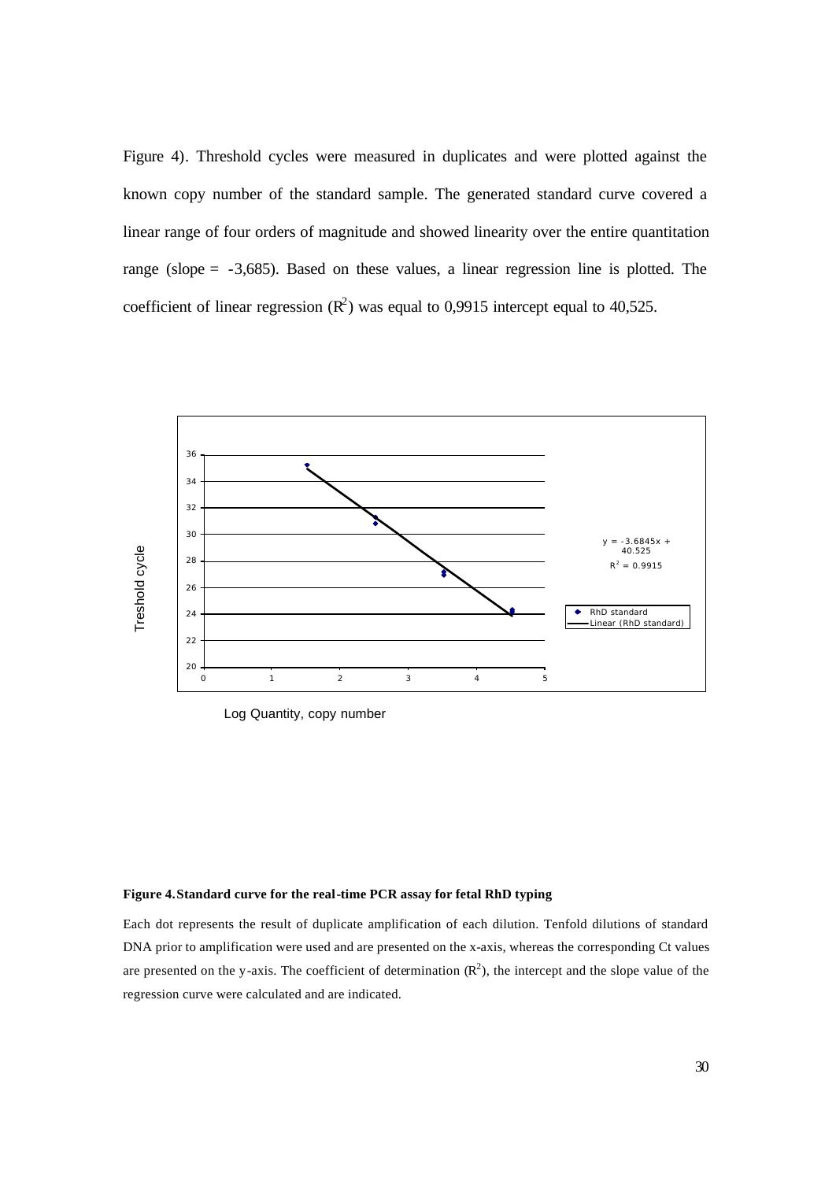Figure 4). Threshold cycles were measured in duplicates and were plotted against the known copy number of the standard sample. The generated standard curve covered a linear range of four orders of magnitude and showed linearity over the entire quantitation range (slope = -3,685). Based on these values, a linear regression line is plotted. The coefficient of linear regression ($R^2$) was equal to 0,9915 intercept equal to 40,525.

**Figure 4. Standard curve for the real-time PCR assay for fetal RhD typing**

Each dot represents the result of duplicate amplification of each dilution. Tenfold dilutions of standard DNA prior to amplification were used and are presented on the x-axis, whereas the corresponding Ct values are presented on the y-axis. The coefficient of determination ($R^2$), the intercept and the slope value of the regression curve were calculated and are indicated.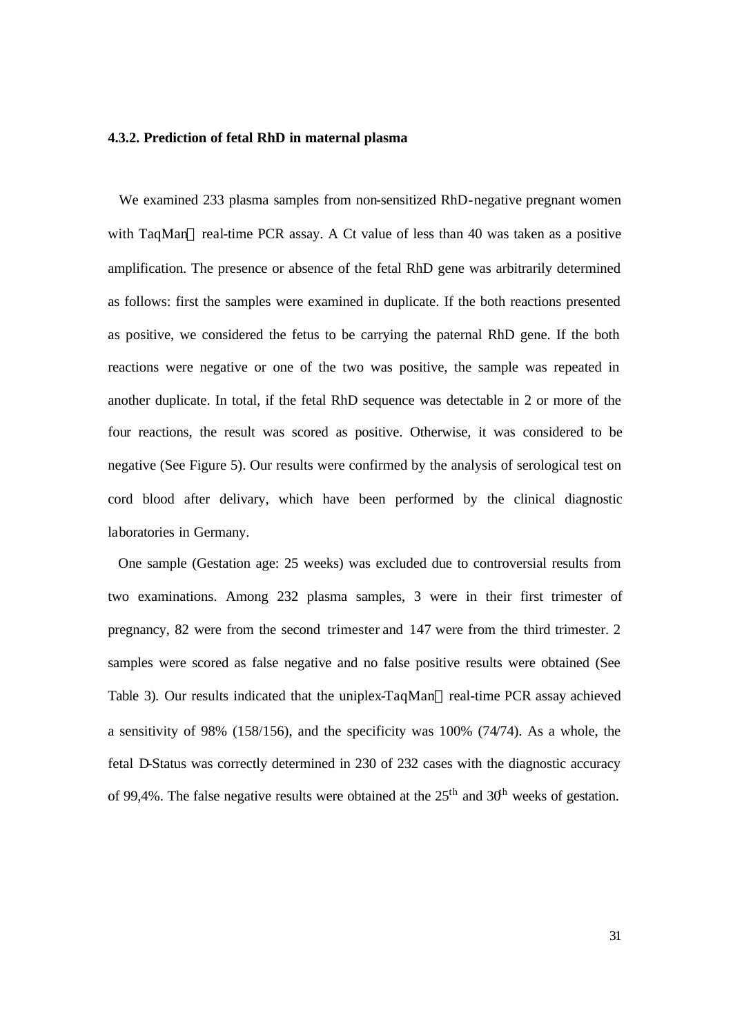### 4.3.2. Prediction of fetal RhD in maternal plasma

We examined 233 plasma samples from non-sensitized RhD-negative pregnant women with TaqMan real-time PCR assay. A Ct value of less than 40 was taken as a positive amplification. The presence or absence of the fetal RhD gene was arbitrarily determined as follows: first the samples were examined in duplicate. If the both reactions presented as positive, we considered the fetus to be carrying the paternal RhD gene. If the both reactions were negative or one of the two was positive, the sample was repeated in another duplicate. In total, if the fetal RhD sequence was detectable in 2 or more of the four reactions, the result was scored as positive. Otherwise, it was considered to be negative (See Figure 5). Our results were confirmed by the analysis of serological test on cord blood after delivery, which have been performed by the clinical diagnostic laboratories in Germany.

One sample (Gestation age: 25 weeks) was excluded due to controversial results from two examinations. Among 232 plasma samples, 3 were in their first trimester of pregnancy, 82 were from the second trimester and 147 were from the third trimester. 2 samples were scored as false negative and no false positive results were obtained (See Table 3). Our results indicated that the uniplex-TaqMan real-time PCR assay achieved a sensitivity of 98% (158/156), and the specificity was 100% (74/74). As a whole, the fetal D-Status was correctly determined in 230 of 232 cases with the diagnostic accuracy of 99,4%. The false negative results were obtained at the 25th and 30th weeks of gestation.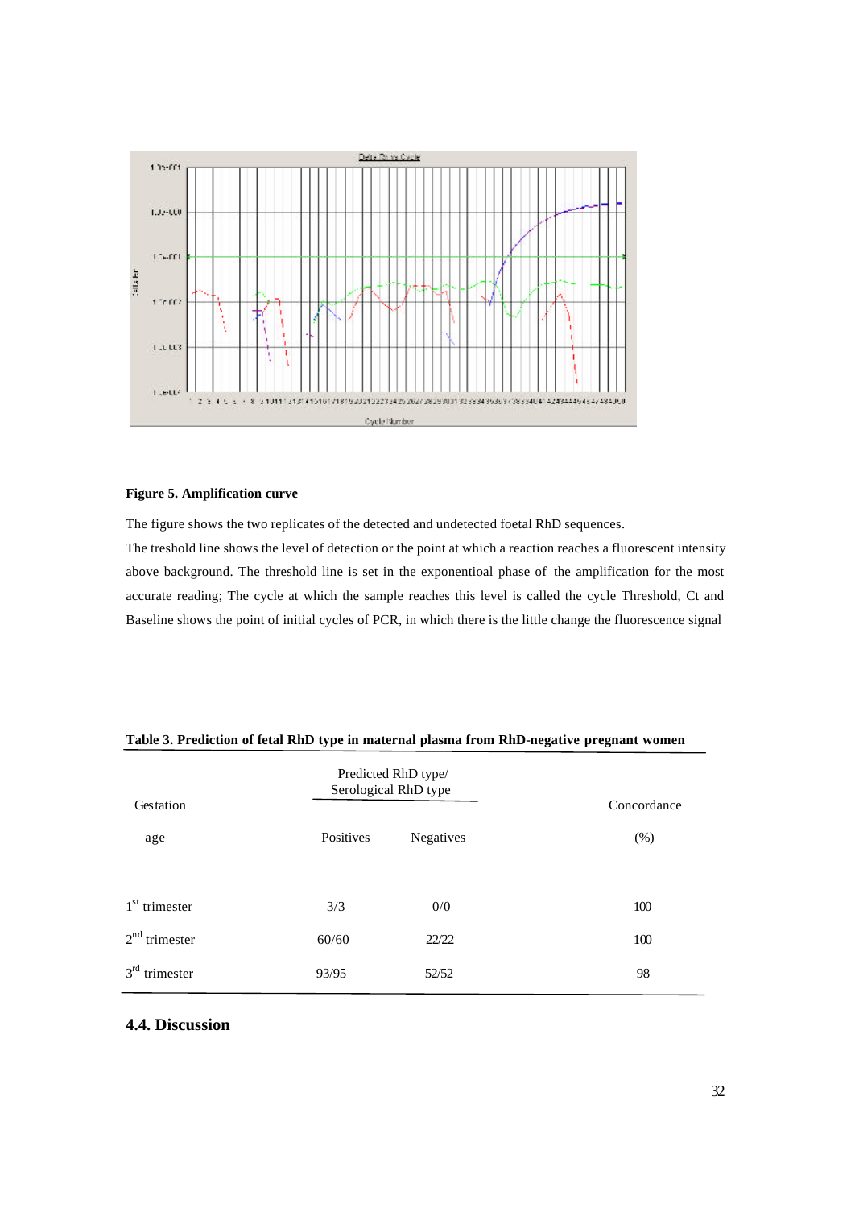**Figure 5. Amplification curve**

The figure shows the two replicates of the detected and undetected foetal RhD sequences.

The treshold line shows the level of detection or the point at which a reaction reaches a fluorescent intensity above background. The threshold line is set in the exponentioal phase of the amplification for the most accurate reading; The cycle at which the sample reaches this level is called the cycle Threshold, Ct and Baseline shows the point of initial cycles of PCR, in which there is the little change the fluorescence signal

**Table 3. Prediction of fetal RhD type in maternal plasma from RhD-negative pregnant women**

| Gestation age | Predicted RhD type/ Serological RhD type | | Concordance (%) |
|---|---|---|---|
| | Positives | Negatives | |
| 1st trimester | 3/3 | 0/0 | 100 |
| 2nd trimester | 60/60 | 22/22 | 100 |
| 3rd trimester | 93/95 | 52/52 | 98 |

## 4.4. Discussion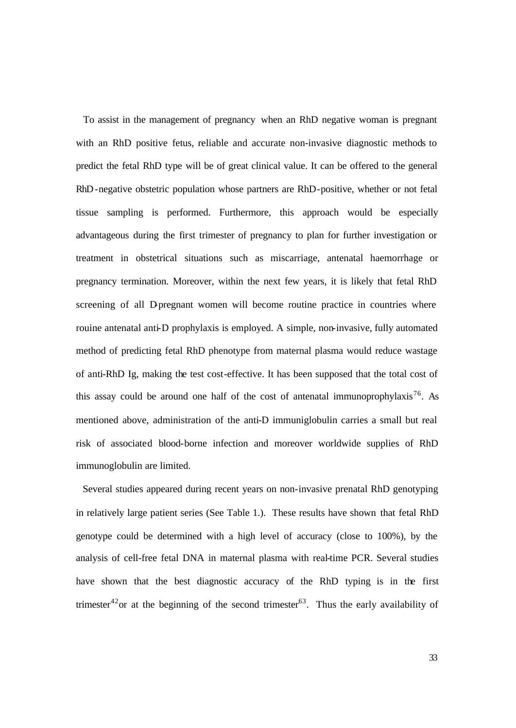To assist in the management of pregnancy when an RhD negative woman is pregnant with an RhD positive fetus, reliable and accurate non-invasive diagnostic methods to predict the fetal RhD type will be of great clinical value. It can be offered to the general RhD-negative obstetric population whose partners are RhD-positive, whether or not fetal tissue sampling is performed. Furthermore, this approach would be especially advantageous during the first trimester of pregnancy to plan for further investigation or treatment in obstetrical situations such as miscarriage, antenatal haemorrhage or pregnancy termination. Moreover, within the next few years, it is likely that fetal RhD screening of all D-pregnant women will become routine practice in countries where rouine antenatal anti-D prophylaxis is employed. A simple, non-invasive, fully automated method of predicting fetal RhD phenotype from maternal plasma would reduce wastage of anti-RhD Ig, making the test cost-effective. It has been supposed that the total cost of this assay could be around one half of the cost of antenatal immunoprophylaxis[76]. As mentioned above, administration of the anti-D immuniglobulin carries a small but real risk of associated blood-borne infection and moreover worldwide supplies of RhD immunoglobulin are limited.

Several studies appeared during recent years on non-invasive prenatal RhD genotyping in relatively large patient series (See Table 1.). These results have shown that fetal RhD genotype could be determined with a high level of accuracy (close to 100%), by the analysis of cell-free fetal DNA in maternal plasma with real-time PCR. Several studies have shown that the best diagnostic accuracy of the RhD typing is in the first trimester[42] or at the beginning of the second trimester[63]. Thus the early availability of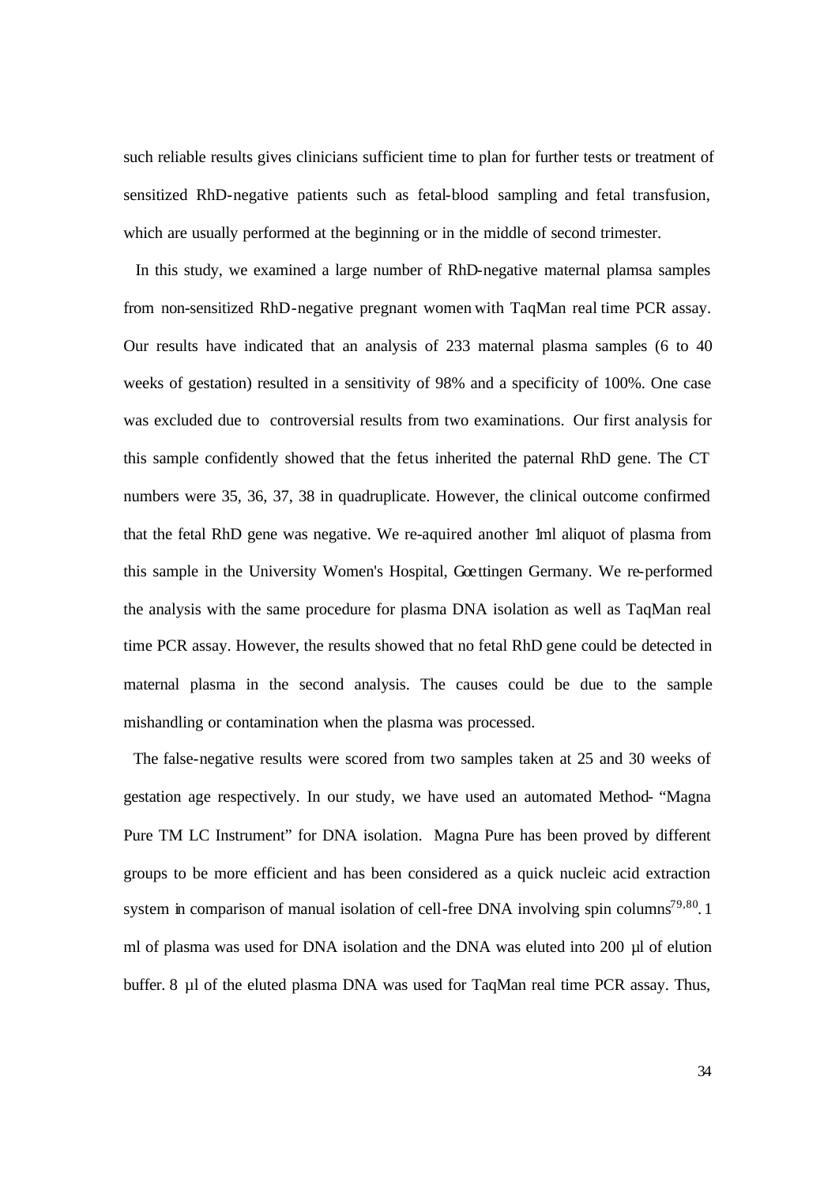such reliable results gives clinicians sufficient time to plan for further tests or treatment of sensitized RhD-negative patients such as fetal-blood sampling and fetal transfusion, which are usually performed at the beginning or in the middle of second trimester.

In this study, we examined a large number of RhD-negative maternal plamsa samples from non-sensitized RhD-negative pregnant women with TaqMan real time PCR assay. Our results have indicated that an analysis of 233 maternal plasma samples (6 to 40 weeks of gestation) resulted in a sensitivity of 98% and a specificity of 100%. One case was excluded due to controversial results from two examinations. Our first analysis for this sample confidently showed that the fetus inherited the paternal RhD gene. The CT numbers were 35, 36, 37, 38 in quadruplicate. However, the clinical outcome confirmed that the fetal RhD gene was negative. We re-aquired another 1ml aliquot of plasma from this sample in the University Women's Hospital, Goettingen Germany. We re-performed the analysis with the same procedure for plasma DNA isolation as well as TaqMan real time PCR assay. However, the results showed that no fetal RhD gene could be detected in maternal plasma in the second analysis. The causes could be due to the sample mishandling or contamination when the plasma was processed.

The false-negative results were scored from two samples taken at 25 and 30 weeks of gestation age respectively. In our study, we have used an automated Method- "Magna Pure TM LC Instrument" for DNA isolation. Magna Pure has been proved by different groups to be more efficient and has been considered as a quick nucleic acid extraction system in comparison of manual isolation of cell-free DNA involving spin columns[79,80]. 1 ml of plasma was used for DNA isolation and the DNA was eluted into 200 µl of elution buffer. 8 µl of the eluted plasma DNA was used for TaqMan real time PCR assay. Thus,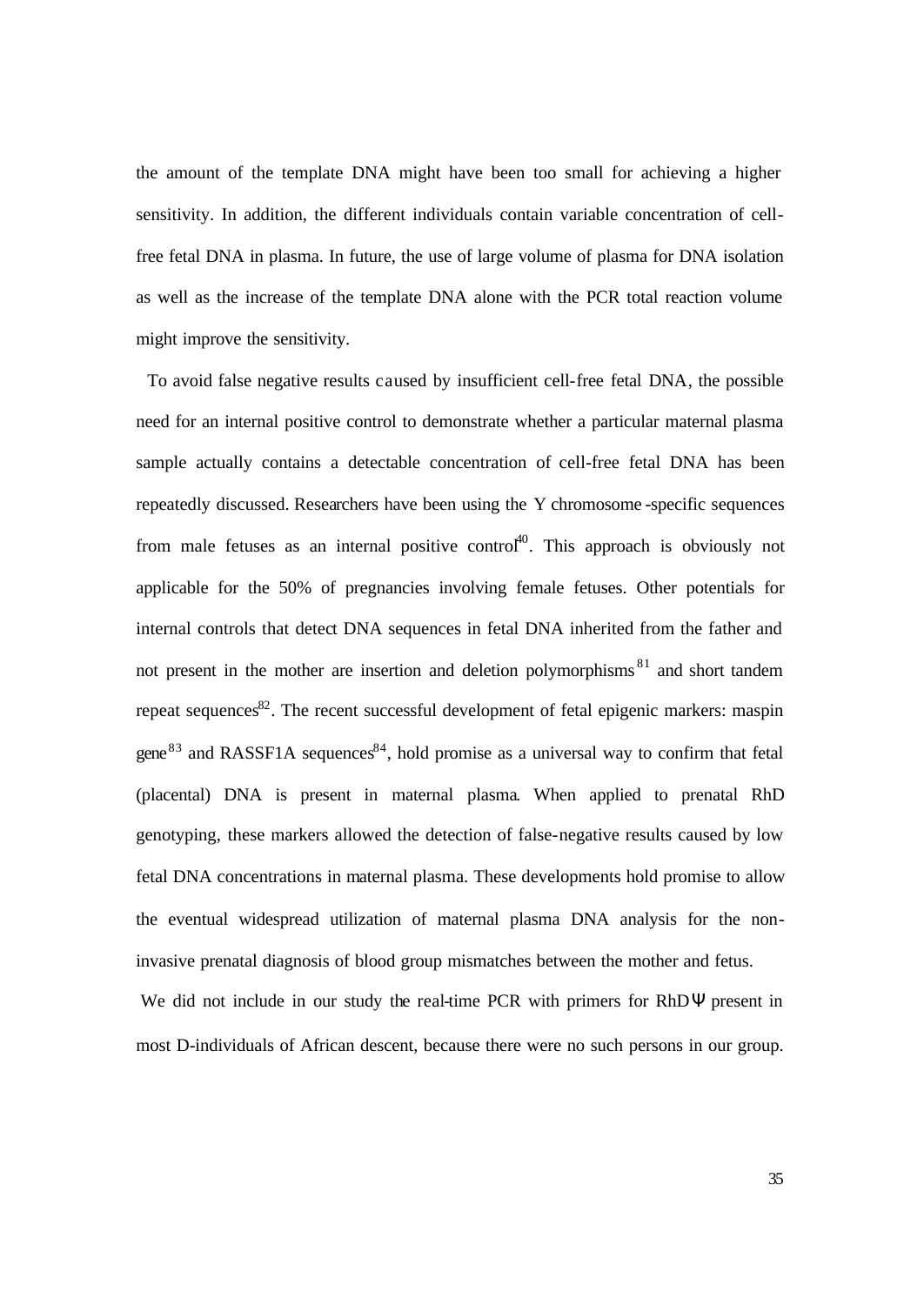the amount of the template DNA might have been too small for achieving a higher sensitivity. In addition, the different individuals contain variable concentration of cell-free fetal DNA in plasma. In future, the use of large volume of plasma for DNA isolation as well as the increase of the template DNA alone with the PCR total reaction volume might improve the sensitivity.

To avoid false negative results caused by insufficient cell-free fetal DNA, the possible need for an internal positive control to demonstrate whether a particular maternal plasma sample actually contains a detectable concentration of cell-free fetal DNA has been repeatedly discussed. Researchers have been using the Y chromosome-specific sequences from male fetuses as an internal positive control[40]. This approach is obviously not applicable for the 50% of pregnancies involving female fetuses. Other potentials for internal controls that detect DNA sequences in fetal DNA inherited from the father and not present in the mother are insertion and deletion polymorphisms[81] and short tandem repeat sequences[82]. The recent successful development of fetal epigenic markers: maspin gene[83] and RASSF1A sequences[84], hold promise as a universal way to confirm that fetal (placental) DNA is present in maternal plasma. When applied to prenatal RhD genotyping, these markers allowed the detection of false-negative results caused by low fetal DNA concentrations in maternal plasma. These developments hold promise to allow the eventual widespread utilization of maternal plasma DNA analysis for the non-invasive prenatal diagnosis of blood group mismatches between the mother and fetus.

We did not include in our study the real-time PCR with primers for RhDΨ present in most D-individuals of African descent, because there were no such persons in our group.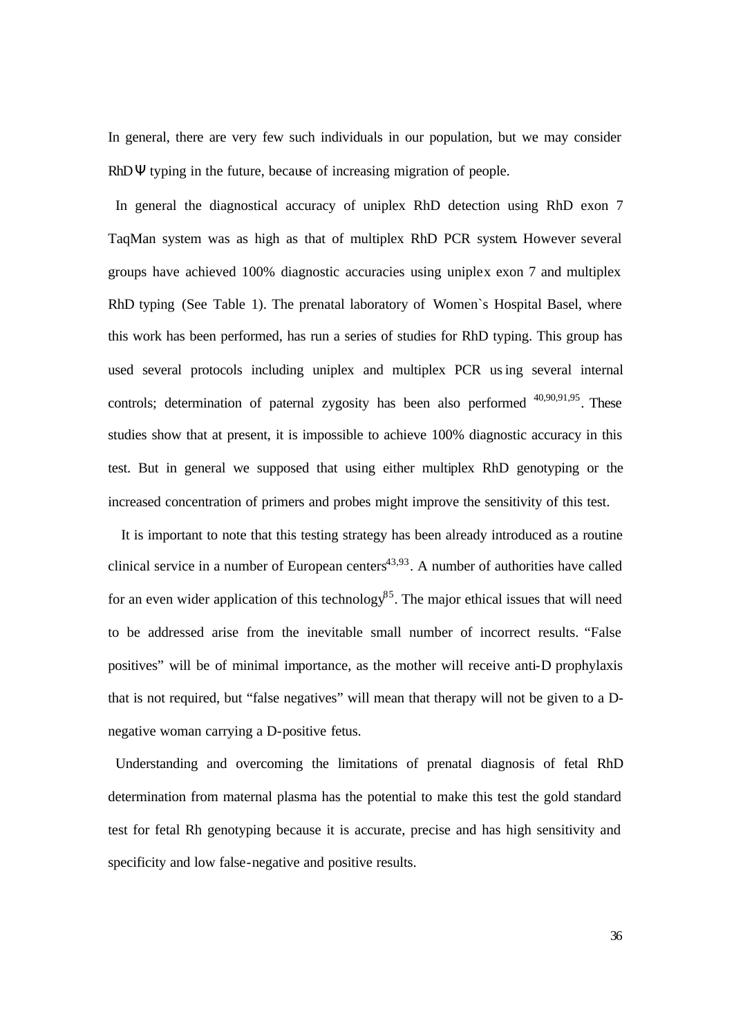In general, there are very few such individuals in our population, but we may consider RhDΨ typing in the future, because of increasing migration of people.

In general the diagnostical accuracy of uniplex RhD detection using RhD exon 7 TaqMan system was as high as that of multiplex RhD PCR system. However several groups have achieved 100% diagnostic accuracies using uniplex exon 7 and multiplex RhD typing (See Table 1). The prenatal laboratory of Women`s Hospital Basel, where this work has been performed, has run a series of studies for RhD typing. This group has used several protocols including uniplex and multiplex PCR using several internal controls; determination of paternal zygosity has been also performed [40,90,91,95]. These studies show that at present, it is impossible to achieve 100% diagnostic accuracy in this test. But in general we supposed that using either multiplex RhD genotyping or the increased concentration of primers and probes might improve the sensitivity of this test.

It is important to note that this testing strategy has been already introduced as a routine clinical service in a number of European centers[43,93]. A number of authorities have called for an even wider application of this technology[85]. The major ethical issues that will need to be addressed arise from the inevitable small number of incorrect results. "False positives" will be of minimal importance, as the mother will receive anti-D prophylaxis that is not required, but "false negatives" will mean that therapy will not be given to a D-negative woman carrying a D-positive fetus.

Understanding and overcoming the limitations of prenatal diagnosis of fetal RhD determination from maternal plasma has the potential to make this test the gold standard test for fetal Rh genotyping because it is accurate, precise and has high sensitivity and specificity and low false-negative and positive results.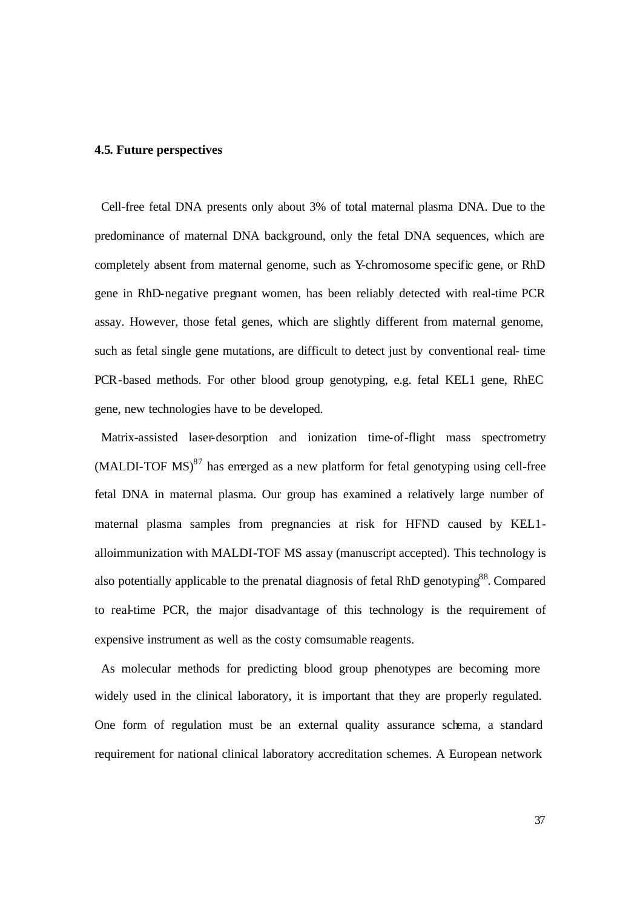### 4.5. Future perspectives

Cell-free fetal DNA presents only about 3% of total maternal plasma DNA. Due to the predominance of maternal DNA background, only the fetal DNA sequences, which are completely absent from maternal genome, such as Y-chromosome specific gene, or RhD gene in RhD-negative pregnant women, has been reliably detected with real-time PCR assay. However, those fetal genes, which are slightly different from maternal genome, such as fetal single gene mutations, are difficult to detect just by conventional real- time PCR-based methods. For other blood group genotyping, e.g. fetal KEL1 gene, RhEC gene, new technologies have to be developed.

Matrix-assisted laser-desorption and ionization time-of-flight mass spectrometry (MALDI-TOF MS)[87] has emerged as a new platform for fetal genotyping using cell-free fetal DNA in maternal plasma. Our group has examined a relatively large number of maternal plasma samples from pregnancies at risk for HFND caused by KEL1-alloimmunization with MALDI-TOF MS assay (manuscript accepted). This technology is also potentially applicable to the prenatal diagnosis of fetal RhD genotyping[88]. Compared to real-time PCR, the major disadvantage of this technology is the requirement of expensive instrument as well as the costy comsumable reagents.

As molecular methods for predicting blood group phenotypes are becoming more widely used in the clinical laboratory, it is important that they are properly regulated. One form of regulation must be an external quality assurance schema, a standard requirement for national clinical laboratory accreditation schemes. A European network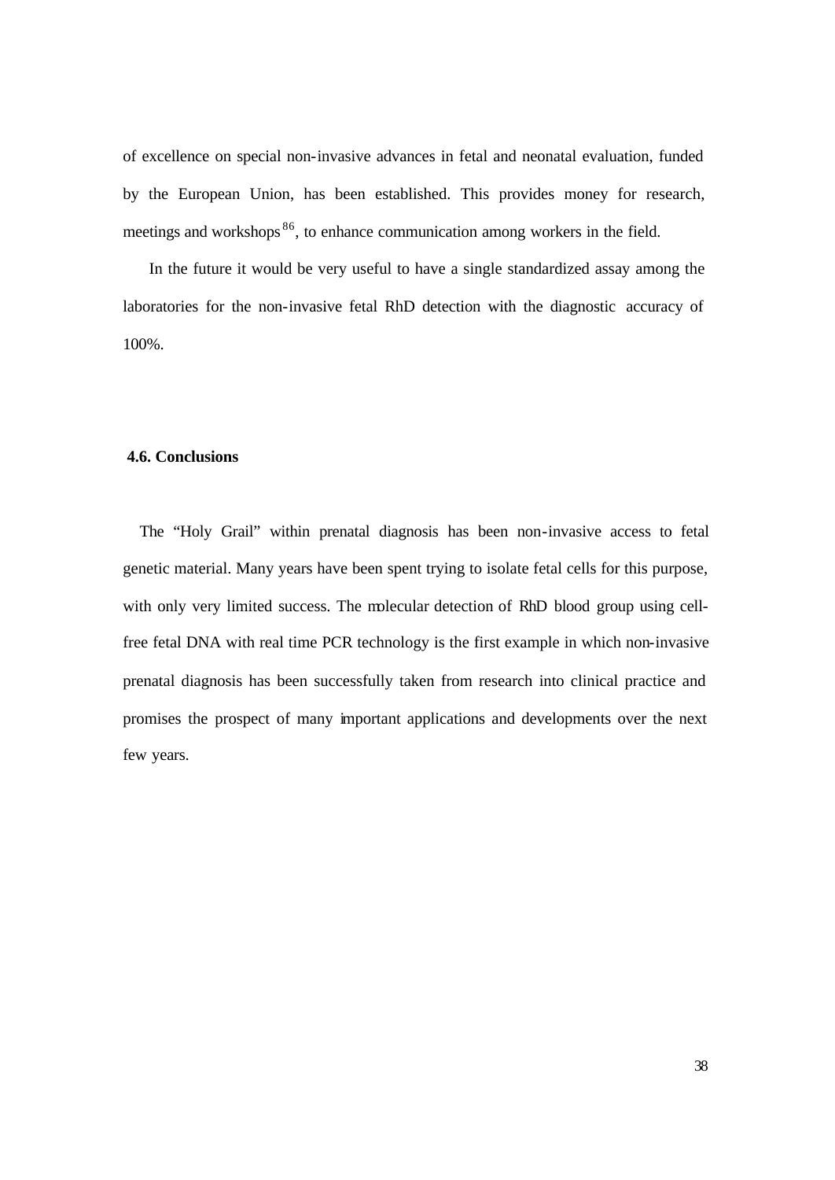of excellence on special non-invasive advances in fetal and neonatal evaluation, funded by the European Union, has been established. This provides money for research, meetings and workshops[86], to enhance communication among workers in the field.

In the future it would be very useful to have a single standardized assay among the laboratories for the non-invasive fetal RhD detection with the diagnostic accuracy of 100%.

### 4.6. Conclusions

The "Holy Grail" within prenatal diagnosis has been non-invasive access to fetal genetic material. Many years have been spent trying to isolate fetal cells for this purpose, with only very limited success. The molecular detection of RhD blood group using cell-free fetal DNA with real time PCR technology is the first example in which non-invasive prenatal diagnosis has been successfully taken from research into clinical practice and promises the prospect of many important applications and developments over the next few years.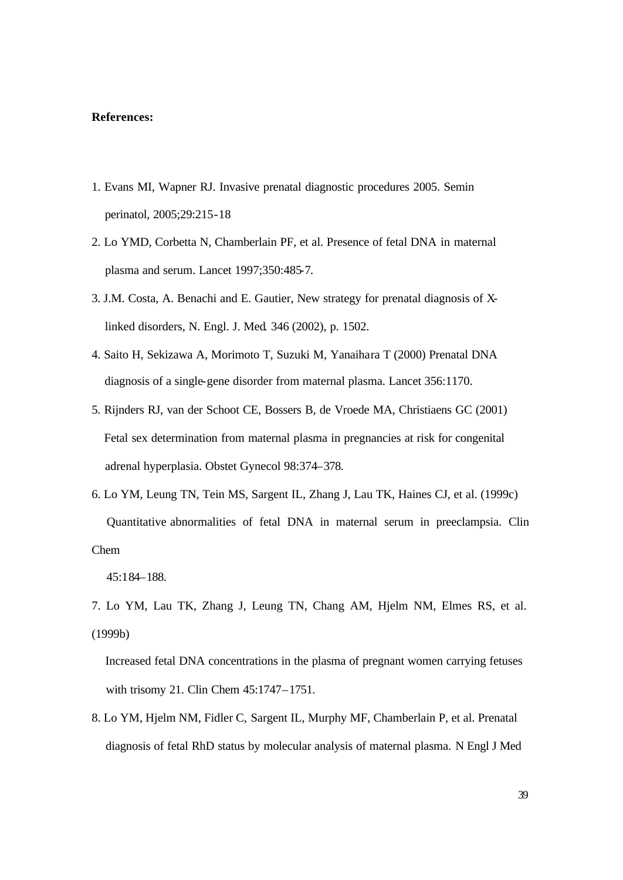**References:**

1. Evans MI, Wapner RJ. Invasive prenatal diagnostic procedures 2005. Semin perinatol, 2005;29:215-18
2. Lo YMD, Corbetta N, Chamberlain PF, et al. Presence of fetal DNA in maternal plasma and serum. Lancet 1997;350:485-7.
3. J.M. Costa, A. Benachi and E. Gautier, New strategy for prenatal diagnosis of X-linked disorders, N. Engl. J. Med. 346 (2002), p. 1502.
4. Saito H, Sekizawa A, Morimoto T, Suzuki M, Yanaihara T (2000) Prenatal DNA diagnosis of a single-gene disorder from maternal plasma. Lancet 356:1170.
5. Rijnders RJ, van der Schoot CE, Bossers B, de Vroede MA, Christiaens GC (2001) Fetal sex determination from maternal plasma in pregnancies at risk for congenital adrenal hyperplasia. Obstet Gynecol 98:374–378.
6. Lo YM, Leung TN, Tein MS, Sargent IL, Zhang J, Lau TK, Haines CJ, et al. (1999c) Quantitative abnormalities of fetal DNA in maternal serum in preeclampsia. Clin Chem 45:184–188.
7. Lo YM, Lau TK, Zhang J, Leung TN, Chang AM, Hjelm NM, Elmes RS, et al. (1999b) Increased fetal DNA concentrations in the plasma of pregnant women carrying fetuses with trisomy 21. Clin Chem 45:1747–1751.
8. Lo YM, Hjelm NM, Fidler C, Sargent IL, Murphy MF, Chamberlain P, et al. Prenatal diagnosis of fetal RhD status by molecular analysis of maternal plasma. N Engl J Med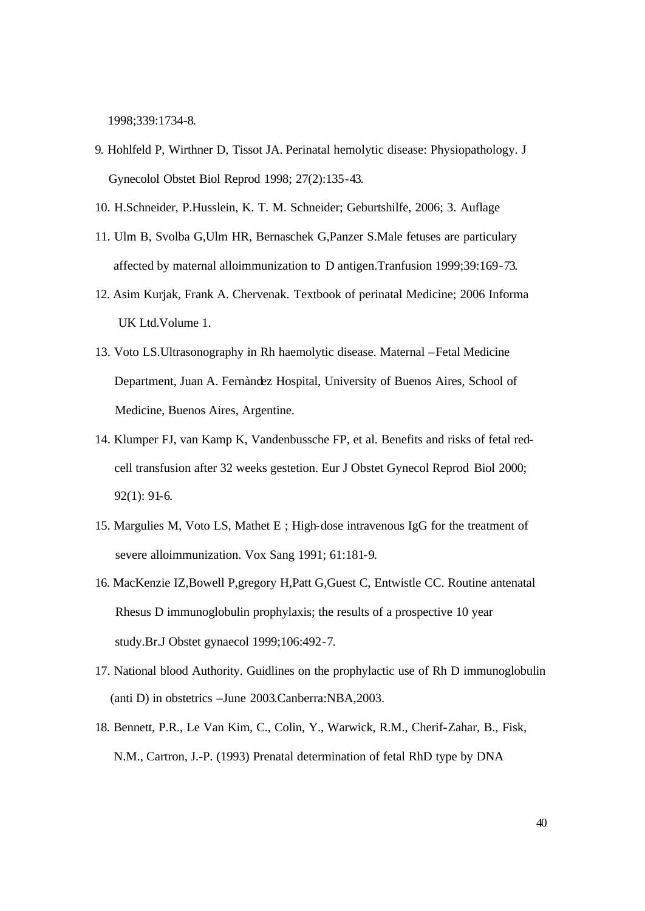1998;339:1734-8.

9. Hohlfeld P, Wirthner D, Tissot JA. Perinatal hemolytic disease: Physiopathology. J Gynecolol Obstet Biol Reprod 1998; 27(2):135-43.
10. H.Schneider, P.Husslein, K. T. M. Schneider; Geburtshilfe, 2006; 3. Auflage
11. Ulm B, Svolba G,Ulm HR, Bernaschek G,Panzer S.Male fetuses are particulary affected by maternal alloimmunization to D antigen.Tranfusion 1999;39:169-73.
12. Asim Kurjak, Frank A. Chervenak. Textbook of perinatal Medicine; 2006 Informa UK Ltd.Volume 1.
13. Voto LS.Ultrasonography in Rh haemolytic disease. Maternal –Fetal Medicine Department, Juan A. Fernàndez Hospital, University of Buenos Aires, School of Medicine, Buenos Aires, Argentine.
14. Klumper FJ, van Kamp K, Vandenbussche FP, et al. Benefits and risks of fetal red-cell transfusion after 32 weeks gestetion. Eur J Obstet Gynecol Reprod Biol 2000; 92(1): 91-6.
15. Margulies M, Voto LS, Mathet E ; High-dose intravenous IgG for the treatment of severe alloimmunization. Vox Sang 1991; 61:181-9.
16. MacKenzie IZ,Bowell P,gregory H,Patt G,Guest C, Entwistle CC. Routine antenatal Rhesus D immunoglobulin prophylaxis; the results of a prospective 10 year study.Br.J Obstet gynaecol 1999;106:492-7.
17. National blood Authority. Guidlines on the prophylactic use of Rh D immunoglobulin (anti D) in obstetrics –June 2003.Canberra:NBA,2003.
18. Bennett, P.R., Le Van Kim, C., Colin, Y., Warwick, R.M., Cherif-Zahar, B., Fisk, N.M., Cartron, J.-P. (1993) Prenatal determination of fetal RhD type by DNA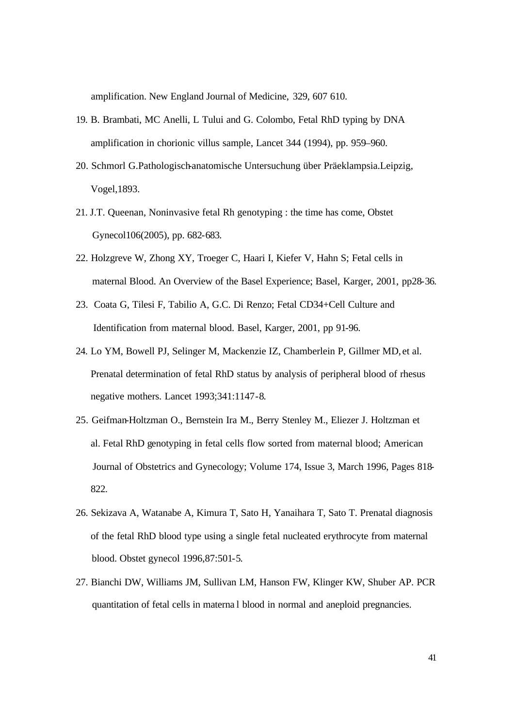amplification. New England Journal of Medicine, 329, 607 610.

19. B. Brambati, MC Anelli, L Tului and G. Colombo, Fetal RhD typing by DNA amplification in chorionic villus sample, Lancet 344 (1994), pp. 959–960.
20. Schmorl G.Pathologisch-anatomische Untersuchung über Präeklampsia.Leipzig, Vogel,1893.
21. J.T. Queenan, Noninvasive fetal Rh genotyping : the time has come, Obstet Gynecol106(2005), pp. 682-683.
22. Holzgreve W, Zhong XY, Troeger C, Haari I, Kiefer V, Hahn S; Fetal cells in maternal Blood. An Overview of the Basel Experience; Basel, Karger, 2001, pp28-36.
23. Coata G, Tilesi F, Tabilio A, G.C. Di Renzo; Fetal CD34+Cell Culture and Identification from maternal blood. Basel, Karger, 2001, pp 91-96.
24. Lo YM, Bowell PJ, Selinger M, Mackenzie IZ, Chamberlein P, Gillmer MD, et al. Prenatal determination of fetal RhD status by analysis of peripheral blood of rhesus negative mothers. Lancet 1993;341:1147-8.
25. Geifman-Holtzman O., Bernstein Ira M., Berry Stenley M., Eliezer J. Holtzman et al. Fetal RhD genotyping in fetal cells flow sorted from maternal blood; American Journal of Obstetrics and Gynecology; Volume 174, Issue 3, March 1996, Pages 818-822.
26. Sekizava A, Watanabe A, Kimura T, Sato H, Yanaihara T, Sato T. Prenatal diagnosis of the fetal RhD blood type using a single fetal nucleated erythrocyte from maternal blood. Obstet gynecol 1996,87:501-5.
27. Bianchi DW, Williams JM, Sullivan LM, Hanson FW, Klinger KW, Shuber AP. PCR quantitation of fetal cells in materna l blood in normal and aneploid pregnancies.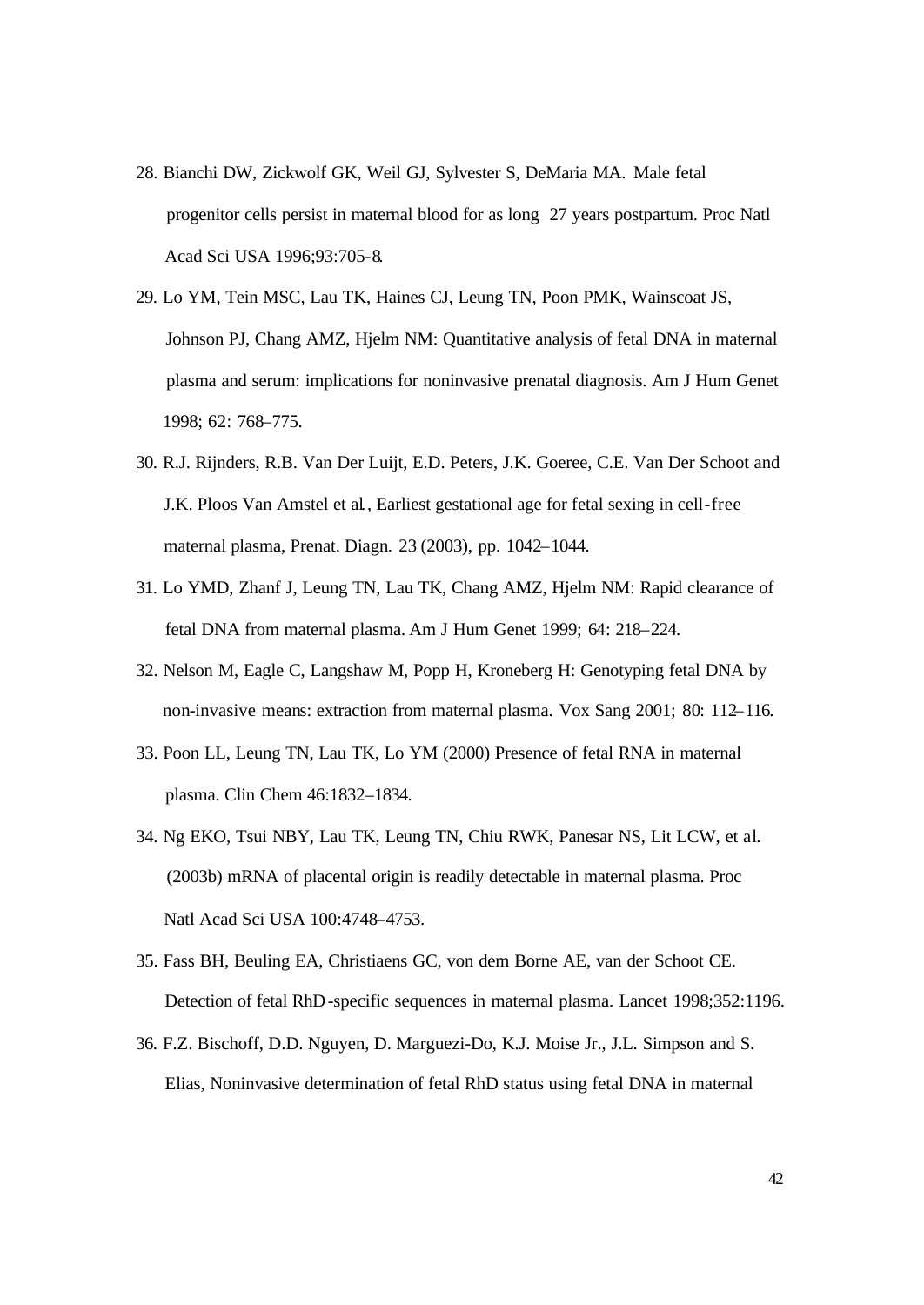28. Bianchi DW, Zickwolf GK, Weil GJ, Sylvester S, DeMaria MA. Male fetal progenitor cells persist in maternal blood for as long 27 years postpartum. Proc Natl Acad Sci USA 1996;93:705-8.

29. Lo YM, Tein MSC, Lau TK, Haines CJ, Leung TN, Poon PMK, Wainscoat JS, Johnson PJ, Chang AMZ, Hjelm NM: Quantitative analysis of fetal DNA in maternal plasma and serum: implications for noninvasive prenatal diagnosis. Am J Hum Genet 1998; 62: 768–775.

30. R.J. Rijnders, R.B. Van Der Luijt, E.D. Peters, J.K. Goeree, C.E. Van Der Schoot and J.K. Ploos Van Amstel et al., Earliest gestational age for fetal sexing in cell-free maternal plasma, Prenat. Diagn. 23 (2003), pp. 1042–1044.

31. Lo YMD, Zhanf J, Leung TN, Lau TK, Chang AMZ, Hjelm NM: Rapid clearance of fetal DNA from maternal plasma. Am J Hum Genet 1999; 64: 218–224.

32. Nelson M, Eagle C, Langshaw M, Popp H, Kroneberg H: Genotyping fetal DNA by non-invasive means: extraction from maternal plasma. Vox Sang 2001; 80: 112–116.

33. Poon LL, Leung TN, Lau TK, Lo YM (2000) Presence of fetal RNA in maternal plasma. Clin Chem 46:1832–1834.

34. Ng EKO, Tsui NBY, Lau TK, Leung TN, Chiu RWK, Panesar NS, Lit LCW, et al. (2003b) mRNA of placental origin is readily detectable in maternal plasma. Proc Natl Acad Sci USA 100:4748–4753.

35. Fass BH, Beuling EA, Christiaens GC, von dem Borne AE, van der Schoot CE. Detection of fetal RhD-specific sequences in maternal plasma. Lancet 1998;352:1196.

36. F.Z. Bischoff, D.D. Nguyen, D. Marguezi-Do, K.J. Moise Jr., J.L. Simpson and S. Elias, Noninvasive determination of fetal RhD status using fetal DNA in maternal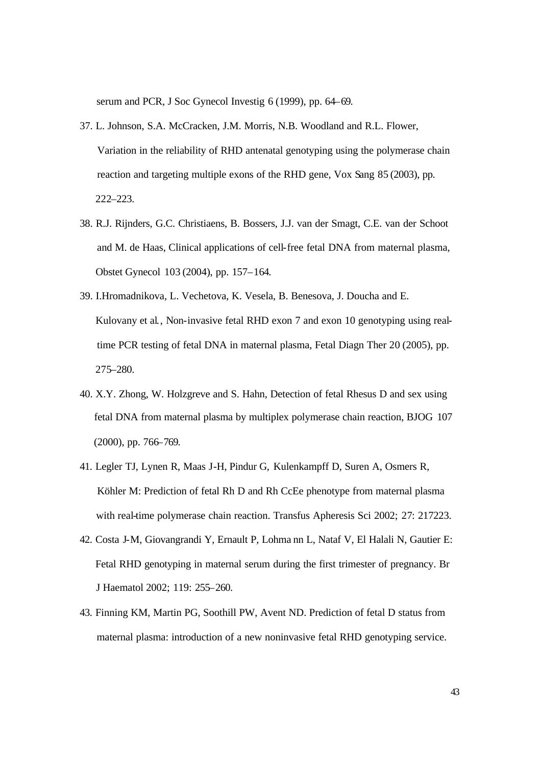serum and PCR, J Soc Gynecol Investig 6 (1999), pp. 64–69.

37. L. Johnson, S.A. McCracken, J.M. Morris, N.B. Woodland and R.L. Flower, Variation in the reliability of RHD antenatal genotyping using the polymerase chain reaction and targeting multiple exons of the RHD gene, Vox Sang 85 (2003), pp. 222–223.
38. R.J. Rijnders, G.C. Christiaens, B. Bossers, J.J. van der Smagt, C.E. van der Schoot and M. de Haas, Clinical applications of cell-free fetal DNA from maternal plasma, Obstet Gynecol 103 (2004), pp. 157–164.
39. I.Hromadnikova, L. Vechetova, K. Vesela, B. Benesova, J. Doucha and E. Kulovany et al., Non-invasive fetal RHD exon 7 and exon 10 genotyping using real-time PCR testing of fetal DNA in maternal plasma, Fetal Diagn Ther 20 (2005), pp. 275–280.
40. X.Y. Zhong, W. Holzgreve and S. Hahn, Detection of fetal Rhesus D and sex using fetal DNA from maternal plasma by multiplex polymerase chain reaction, BJOG 107 (2000), pp. 766–769.
41. Legler TJ, Lynen R, Maas J-H, Pindur G, Kulenkampff D, Suren A, Osmers R, Köhler M: Prediction of fetal Rh D and Rh CcEe phenotype from maternal plasma with real-time polymerase chain reaction. Transfus Apheresis Sci 2002; 27: 217223.
42. Costa J-M, Giovangrandi Y, Ernault P, Lohmann L, Nataf V, El Halali N, Gautier E: Fetal RHD genotyping in maternal serum during the first trimester of pregnancy. Br J Haematol 2002; 119: 255–260.
43. Finning KM, Martin PG, Soothill PW, Avent ND. Prediction of fetal D status from maternal plasma: introduction of a new noninvasive fetal RHD genotyping service.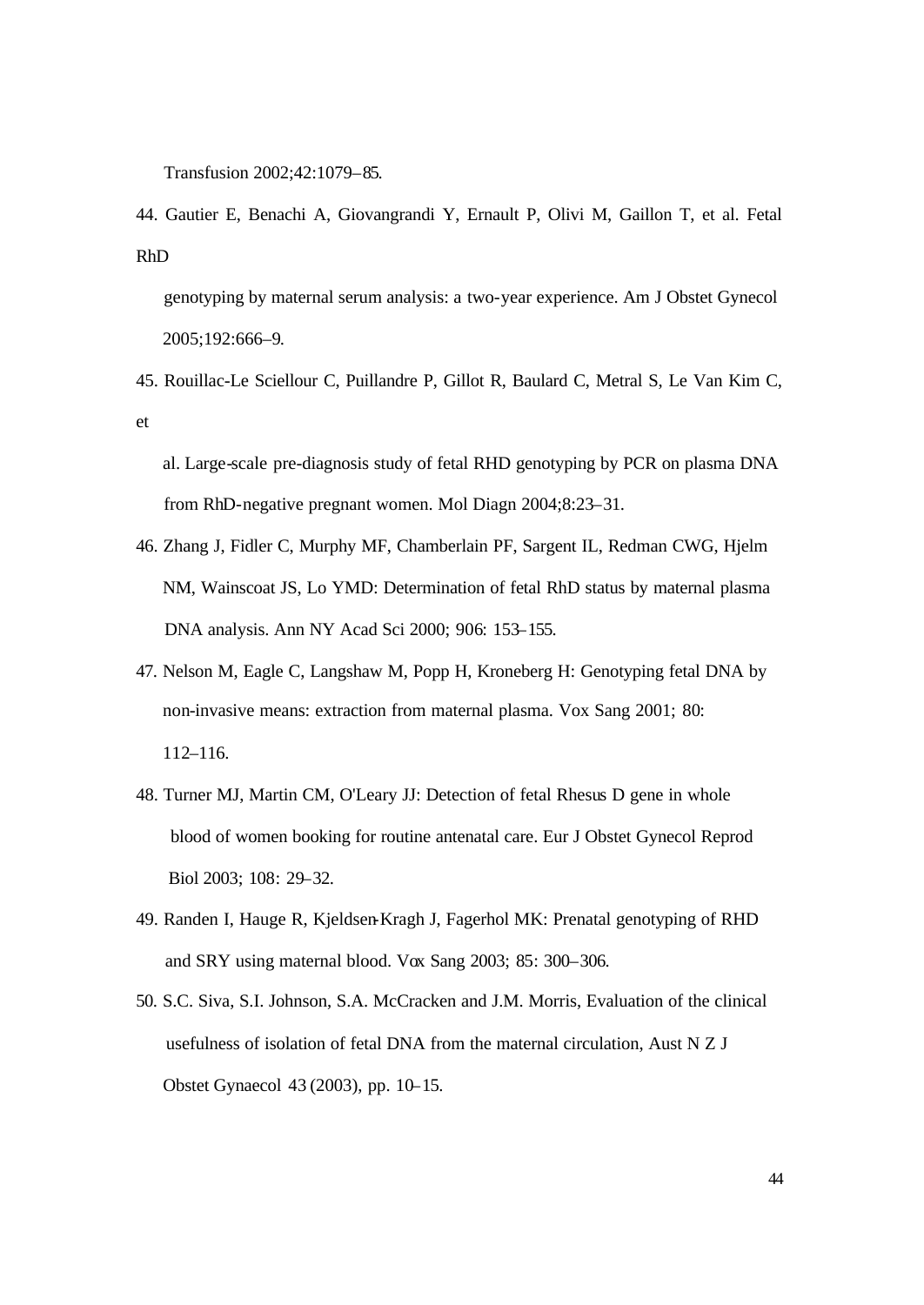Transfusion 2002;42:1079–85.

44. Gautier E, Benachi A, Giovangrandi Y, Ernault P, Olivi M, Gaillon T, et al. Fetal RhD genotyping by maternal serum analysis: a two-year experience. Am J Obstet Gynecol 2005;192:666–9.

45. Rouillac-Le Sciellour C, Puillandre P, Gillot R, Baulard C, Metral S, Le Van Kim C, et al. Large-scale pre-diagnosis study of fetal RHD genotyping by PCR on plasma DNA from RhD-negative pregnant women. Mol Diagn 2004;8:23–31.

46. Zhang J, Fidler C, Murphy MF, Chamberlain PF, Sargent IL, Redman CWG, Hjelm NM, Wainscoat JS, Lo YMD: Determination of fetal RhD status by maternal plasma DNA analysis. Ann NY Acad Sci 2000; 906: 153–155.

47. Nelson M, Eagle C, Langshaw M, Popp H, Kroneberg H: Genotyping fetal DNA by non-invasive means: extraction from maternal plasma. Vox Sang 2001; 80: 112–116.

48. Turner MJ, Martin CM, O'Leary JJ: Detection of fetal Rhesus D gene in whole blood of women booking for routine antenatal care. Eur J Obstet Gynecol Reprod Biol 2003; 108: 29–32.

49. Randen I, Hauge R, Kjeldsen-Kragh J, Fagerhol MK: Prenatal genotyping of RHD and SRY using maternal blood. Vox Sang 2003; 85: 300–306.

50. S.C. Siva, S.I. Johnson, S.A. McCracken and J.M. Morris, Evaluation of the clinical usefulness of isolation of fetal DNA from the maternal circulation, Aust N Z J Obstet Gynaecol 43 (2003), pp. 10–15.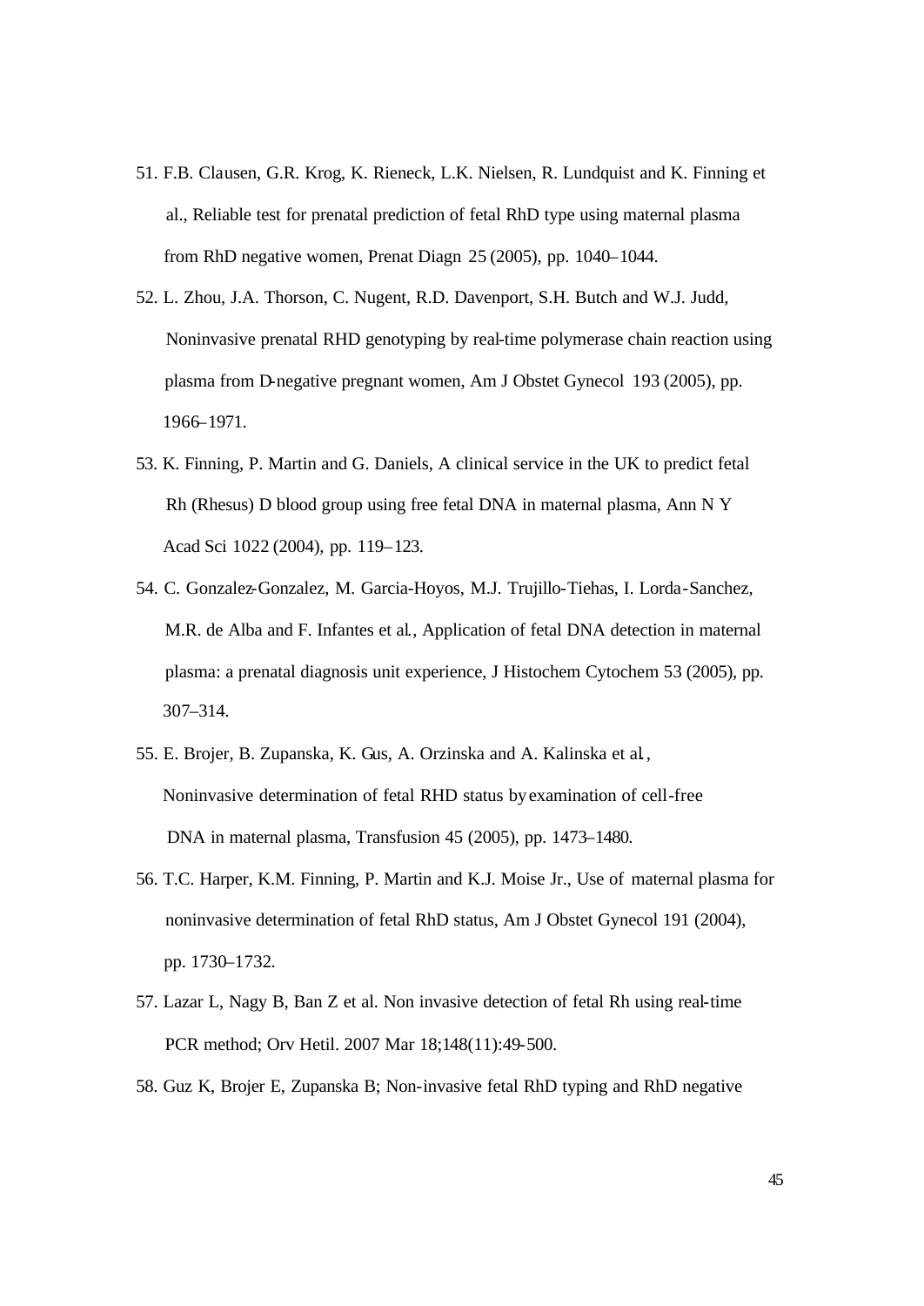51. F.B. Clausen, G.R. Krog, K. Rieneck, L.K. Nielsen, R. Lundquist and K. Finning et al., Reliable test for prenatal prediction of fetal RhD type using maternal plasma from RhD negative women, Prenat Diagn 25 (2005), pp. 1040–1044.

52. L. Zhou, J.A. Thorson, C. Nugent, R.D. Davenport, S.H. Butch and W.J. Judd, Noninvasive prenatal RHD genotyping by real-time polymerase chain reaction using plasma from D-negative pregnant women, Am J Obstet Gynecol 193 (2005), pp. 1966–1971.

53. K. Finning, P. Martin and G. Daniels, A clinical service in the UK to predict fetal Rh (Rhesus) D blood group using free fetal DNA in maternal plasma, Ann N Y Acad Sci 1022 (2004), pp. 119–123.

54. C. Gonzalez-Gonzalez, M. Garcia-Hoyos, M.J. Trujillo-Tiehas, I. Lorda-Sanchez, M.R. de Alba and F. Infantes et al., Application of fetal DNA detection in maternal plasma: a prenatal diagnosis unit experience, J Histochem Cytochem 53 (2005), pp. 307–314.

55. E. Brojer, B. Zupanska, K. Gus, A. Orzinska and A. Kalinska et al., Noninvasive determination of fetal RHD status by examination of cell-free DNA in maternal plasma, Transfusion 45 (2005), pp. 1473–1480.

56. T.C. Harper, K.M. Finning, P. Martin and K.J. Moise Jr., Use of maternal plasma for noninvasive determination of fetal RhD status, Am J Obstet Gynecol 191 (2004), pp. 1730–1732.

57. Lazar L, Nagy B, Ban Z et al. Non invasive detection of fetal Rh using real-time PCR method; Orv Hetil. 2007 Mar 18;148(11):49-500.

58. Guz K, Brojer E, Zupanska B; Non-invasive fetal RhD typing and RhD negative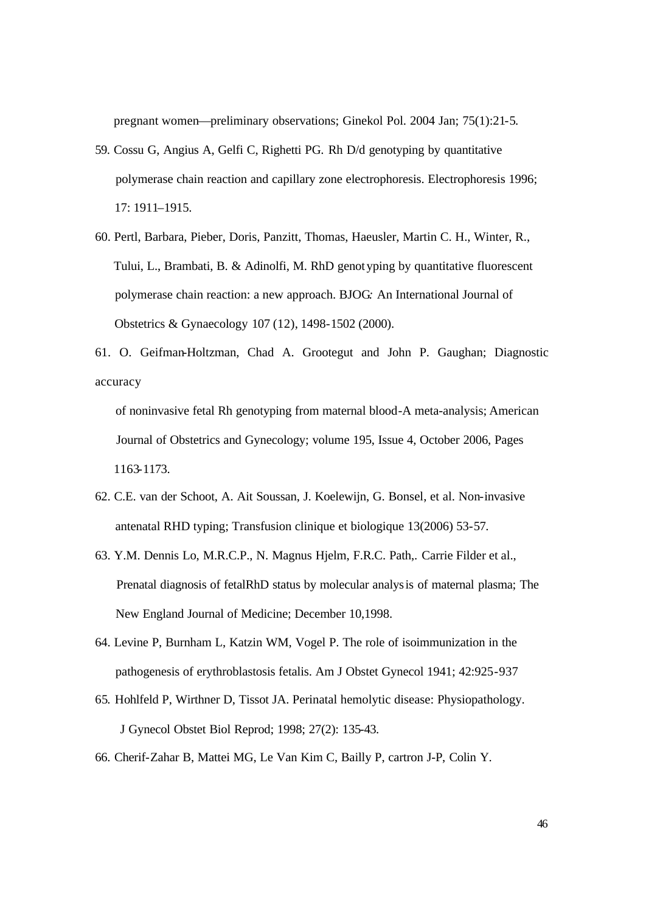pregnant women—preliminary observations; Ginekol Pol. 2004 Jan; 75(1):21-5.

59. Cossu G, Angius A, Gelfi C, Righetti PG. Rh D/d genotyping by quantitative polymerase chain reaction and capillary zone electrophoresis. Electrophoresis 1996; 17: 1911–1915.

60. Pertl, Barbara, Pieber, Doris, Panzitt, Thomas, Haeusler, Martin C. H., Winter, R., Tului, L., Brambati, B. & Adinolfi, M. RhD genotyping by quantitative fluorescent polymerase chain reaction: a new approach. BJOG: An International Journal of Obstetrics & Gynaecology 107 (12), 1498-1502 (2000).

61. O. Geifman-Holtzman, Chad A. Grootegut and John P. Gaughan; Diagnostic accuracy of noninvasive fetal Rh genotyping from maternal blood-A meta-analysis; American Journal of Obstetrics and Gynecology; volume 195, Issue 4, October 2006, Pages 1163-1173.

62. C.E. van der Schoot, A. Ait Soussan, J. Koelewijn, G. Bonsel, et al. Non-invasive antenatal RHD typing; Transfusion clinique et biologique 13(2006) 53-57.

63. Y.M. Dennis Lo, M.R.C.P., N. Magnus Hjelm, F.R.C. Path,. Carrie Filder et al., Prenatal diagnosis of fetalRhD status by molecular analysis of maternal plasma; The New England Journal of Medicine; December 10,1998.

64. Levine P, Burnham L, Katzin WM, Vogel P. The role of isoimmunization in the pathogenesis of erythroblastosis fetalis. Am J Obstet Gynecol 1941; 42:925-937

65. Hohlfeld P, Wirthner D, Tissot JA. Perinatal hemolytic disease: Physiopathology. J Gynecol Obstet Biol Reprod; 1998; 27(2): 135-43.

66. Cherif-Zahar B, Mattei MG, Le Van Kim C, Bailly P, cartron J-P, Colin Y.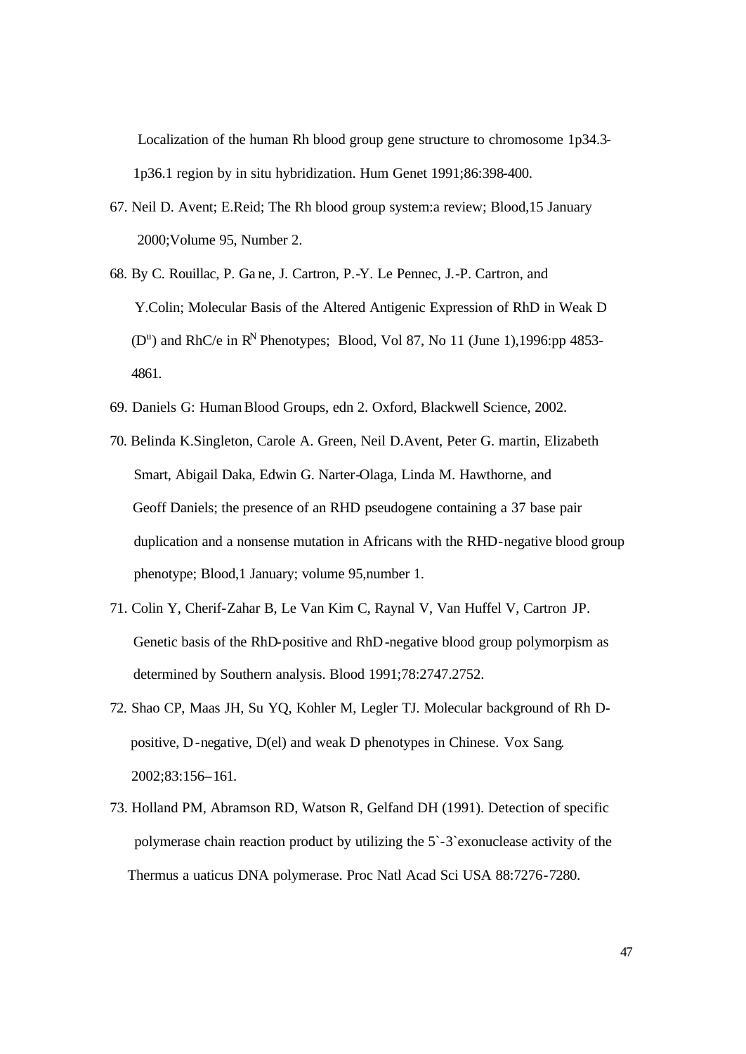Localization of the human Rh blood group gene structure to chromosome 1p34.3-1p36.1 region by in situ hybridization. Hum Genet 1991;86:398-400.

67. Neil D. Avent; E.Reid; The Rh blood group system:a review; Blood,15 January 2000;Volume 95, Number 2.

68. By C. Rouillac, P. Ga ne, J. Cartron, P.-Y. Le Pennec, J.-P. Cartron, and Y.Colin; Molecular Basis of the Altered Antigenic Expression of RhD in Weak D ($D^u$) and RhC/e in $R^N$ Phenotypes; Blood, Vol 87, No 11 (June 1),1996:pp 4853-4861.

69. Daniels G: Human Blood Groups, edn 2. Oxford, Blackwell Science, 2002.

70. Belinda K.Singleton, Carole A. Green, Neil D.Avent, Peter G. martin, Elizabeth Smart, Abigail Daka, Edwin G. Narter-Olaga, Linda M. Hawthorne, and Geoff Daniels; the presence of an RHD pseudogene containing a 37 base pair duplication and a nonsense mutation in Africans with the RHD-negative blood group phenotype; Blood,1 January; volume 95,number 1.

71. Colin Y, Cherif-Zahar B, Le Van Kim C, Raynal V, Van Huffel V, Cartron JP. Genetic basis of the RhD-positive and RhD-negative blood group polymorpism as determined by Southern analysis. Blood 1991;78:2747.2752.

72. Shao CP, Maas JH, Su YQ, Kohler M, Legler TJ. Molecular background of Rh D-positive, D-negative, D(el) and weak D phenotypes in Chinese. Vox Sang. 2002;83:156–161.

73. Holland PM, Abramson RD, Watson R, Gelfand DH (1991). Detection of specific polymerase chain reaction product by utilizing the 5`-3`exonuclease activity of the Thermus a uaticus DNA polymerase. Proc Natl Acad Sci USA 88:7276-7280.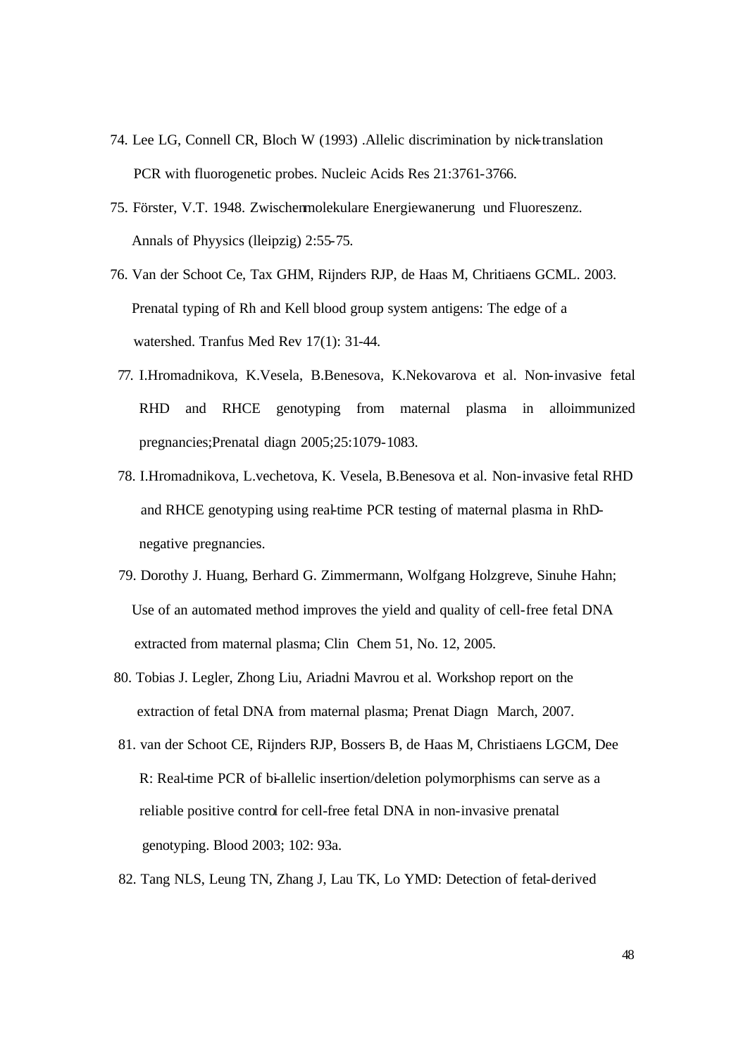74. Lee LG, Connell CR, Bloch W (1993) .Allelic discrimination by nick-translation PCR with fluorogenetic probes. Nucleic Acids Res 21:3761-3766.

75. Förster, V.T. 1948. Zwischenmolekulare Energiewanerung und Fluoreszenz. Annals of Phyysics (lleipzig) 2:55-75.

76. Van der Schoot Ce, Tax GHM, Rijnders RJP, de Haas M, Chritiaens GCML. 2003. Prenatal typing of Rh and Kell blood group system antigens: The edge of a watershed. Tranfus Med Rev 17(1): 31-44.

77. I.Hromadnikova, K.Vesela, B.Benesova, K.Nekovarova et al. Non-invasive fetal RHD and RHCE genotyping from maternal plasma in alloimmunized pregnancies;Prenatal diagn 2005;25:1079-1083.

78. I.Hromadnikova, L.vechetova, K. Vesela, B.Benesova et al. Non-invasive fetal RHD and RHCE genotyping using real-time PCR testing of maternal plasma in RhD-negative pregnancies.

79. Dorothy J. Huang, Berhard G. Zimmermann, Wolfgang Holzgreve, Sinuhe Hahn; Use of an automated method improves the yield and quality of cell-free fetal DNA extracted from maternal plasma; Clin Chem 51, No. 12, 2005.

80. Tobias J. Legler, Zhong Liu, Ariadni Mavrou et al. Workshop report on the extraction of fetal DNA from maternal plasma; Prenat Diagn March, 2007.

81. van der Schoot CE, Rijnders RJP, Bossers B, de Haas M, Christiaens LGCM, Dee R: Real-time PCR of bi-allelic insertion/deletion polymorphisms can serve as a reliable positive control for cell-free fetal DNA in non-invasive prenatal genotyping. Blood 2003; 102: 93a.

82. Tang NLS, Leung TN, Zhang J, Lau TK, Lo YMD: Detection of fetal-derived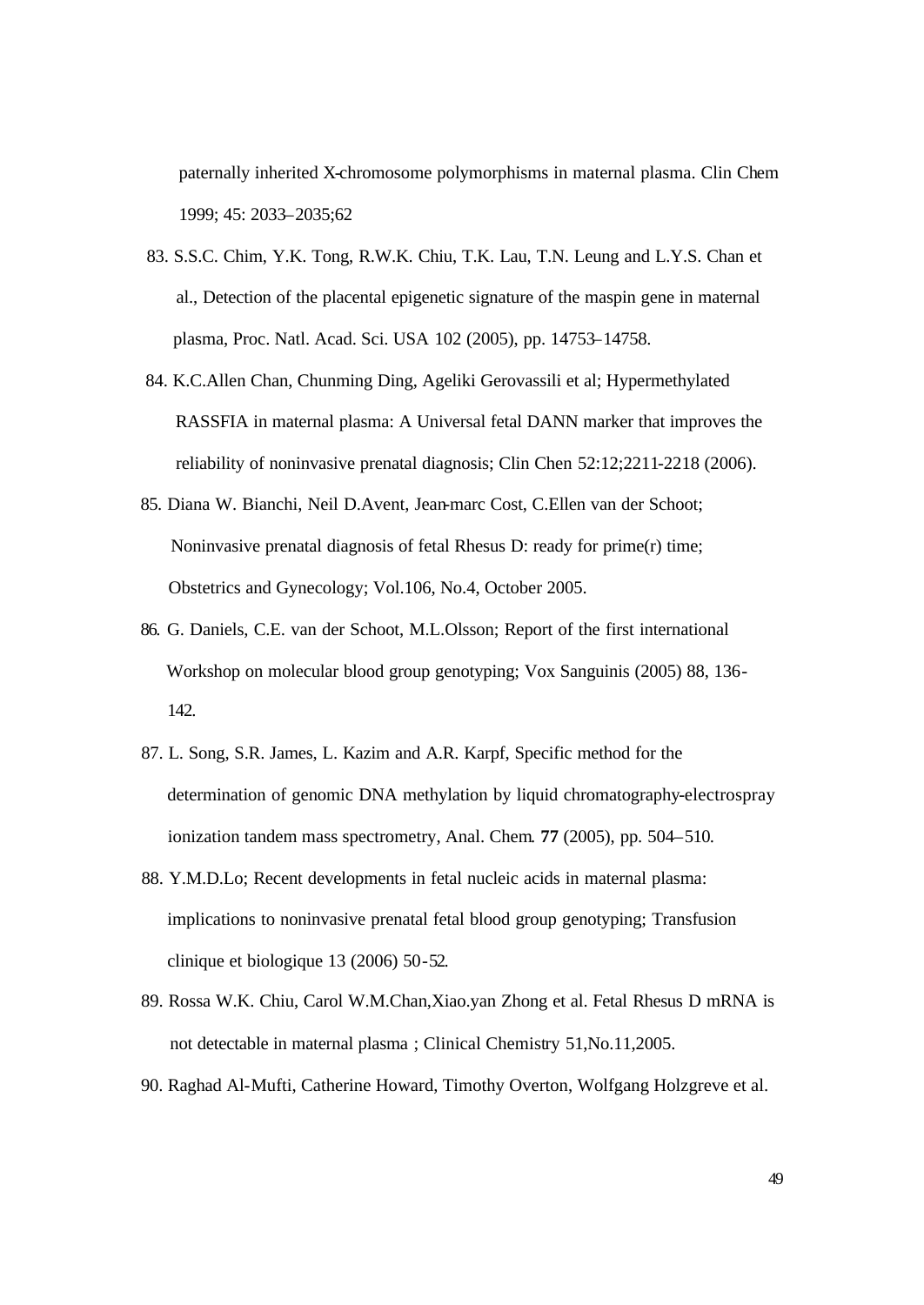paternally inherited X-chromosome polymorphisms in maternal plasma. Clin Chem 1999; 45: 2033–2035;62

83. S.S.C. Chim, Y.K. Tong, R.W.K. Chiu, T.K. Lau, T.N. Leung and L.Y.S. Chan et al., Detection of the placental epigenetic signature of the maspin gene in maternal plasma, Proc. Natl. Acad. Sci. USA 102 (2005), pp. 14753–14758.

84. K.C.Allen Chan, Chunming Ding, Ageliki Gerovassili et al; Hypermethylated RASSFIA in maternal plasma: A Universal fetal DANN marker that improves the reliability of noninvasive prenatal diagnosis; Clin Chen 52:12;2211-2218 (2006).

85. Diana W. Bianchi, Neil D.Avent, Jean-marc Cost, C.Ellen van der Schoot; Noninvasive prenatal diagnosis of fetal Rhesus D: ready for prime(r) time; Obstetrics and Gynecology; Vol.106, No.4, October 2005.

86. G. Daniels, C.E. van der Schoot, M.L.Olsson; Report of the first international Workshop on molecular blood group genotyping; Vox Sanguinis (2005) 88, 136-142.

87. L. Song, S.R. James, L. Kazim and A.R. Karpf, Specific method for the determination of genomic DNA methylation by liquid chromatography-electrospray ionization tandem mass spectrometry, Anal. Chem. **77** (2005), pp. 504–510.

88. Y.M.D.Lo; Recent developments in fetal nucleic acids in maternal plasma: implications to noninvasive prenatal fetal blood group genotyping; Transfusion clinique et biologique 13 (2006) 50-52.

89. Rossa W.K. Chiu, Carol W.M.Chan,Xiao.yan Zhong et al. Fetal Rhesus D mRNA is not detectable in maternal plasma ; Clinical Chemistry 51,No.11,2005.

90. Raghad Al-Mufti, Catherine Howard, Timothy Overton, Wolfgang Holzgreve et al.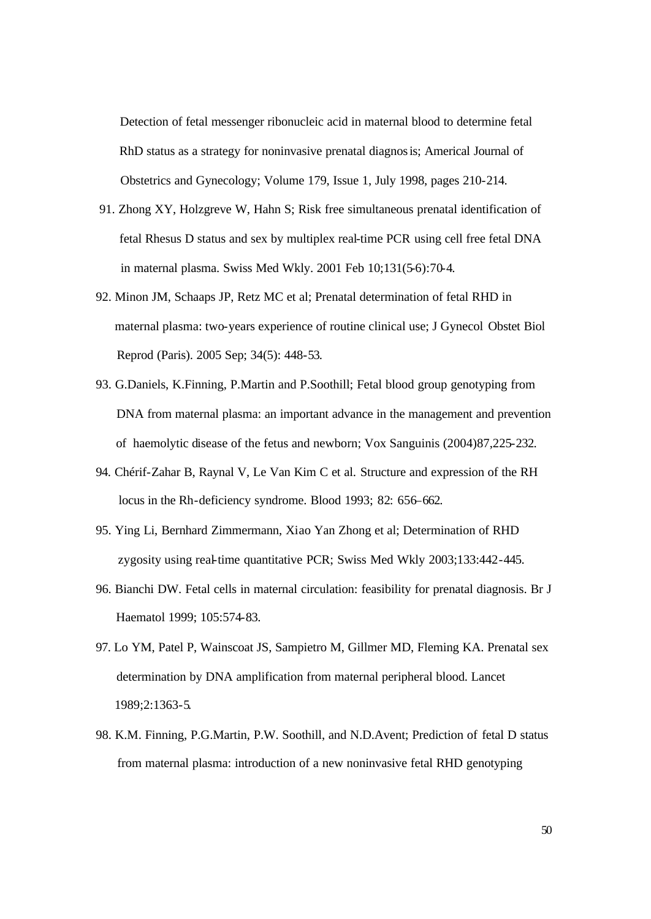Detection of fetal messenger ribonucleic acid in maternal blood to determine fetal RhD status as a strategy for noninvasive prenatal diagnosis; Americal Journal of Obstetrics and Gynecology; Volume 179, Issue 1, July 1998, pages 210-214.

91. Zhong XY, Holzgreve W, Hahn S; Risk free simultaneous prenatal identification of fetal Rhesus D status and sex by multiplex real-time PCR using cell free fetal DNA in maternal plasma. Swiss Med Wkly. 2001 Feb 10;131(5-6):70-4.
92. Minon JM, Schaaps JP, Retz MC et al; Prenatal determination of fetal RHD in maternal plasma: two-years experience of routine clinical use; J Gynecol Obstet Biol Reprod (Paris). 2005 Sep; 34(5): 448-53.
93. G.Daniels, K.Finning, P.Martin and P.Soothill; Fetal blood group genotyping from DNA from maternal plasma: an important advance in the management and prevention of haemolytic disease of the fetus and newborn; Vox Sanguinis (2004)87,225-232.
94. Chérif-Zahar B, Raynal V, Le Van Kim C et al. Structure and expression of the RH locus in the Rh-deficiency syndrome. Blood 1993; 82: 656–662.
95. Ying Li, Bernhard Zimmermann, Xiao Yan Zhong et al; Determination of RHD zygosity using real-time quantitative PCR; Swiss Med Wkly 2003;133:442-445.
96. Bianchi DW. Fetal cells in maternal circulation: feasibility for prenatal diagnosis. Br J Haematol 1999; 105:574-83.
97. Lo YM, Patel P, Wainscoat JS, Sampietro M, Gillmer MD, Fleming KA. Prenatal sex determination by DNA amplification from maternal peripheral blood. Lancet 1989;2:1363-5.
98. K.M. Finning, P.G.Martin, P.W. Soothill, and N.D.Avent; Prediction of fetal D status from maternal plasma: introduction of a new noninvasive fetal RHD genotyping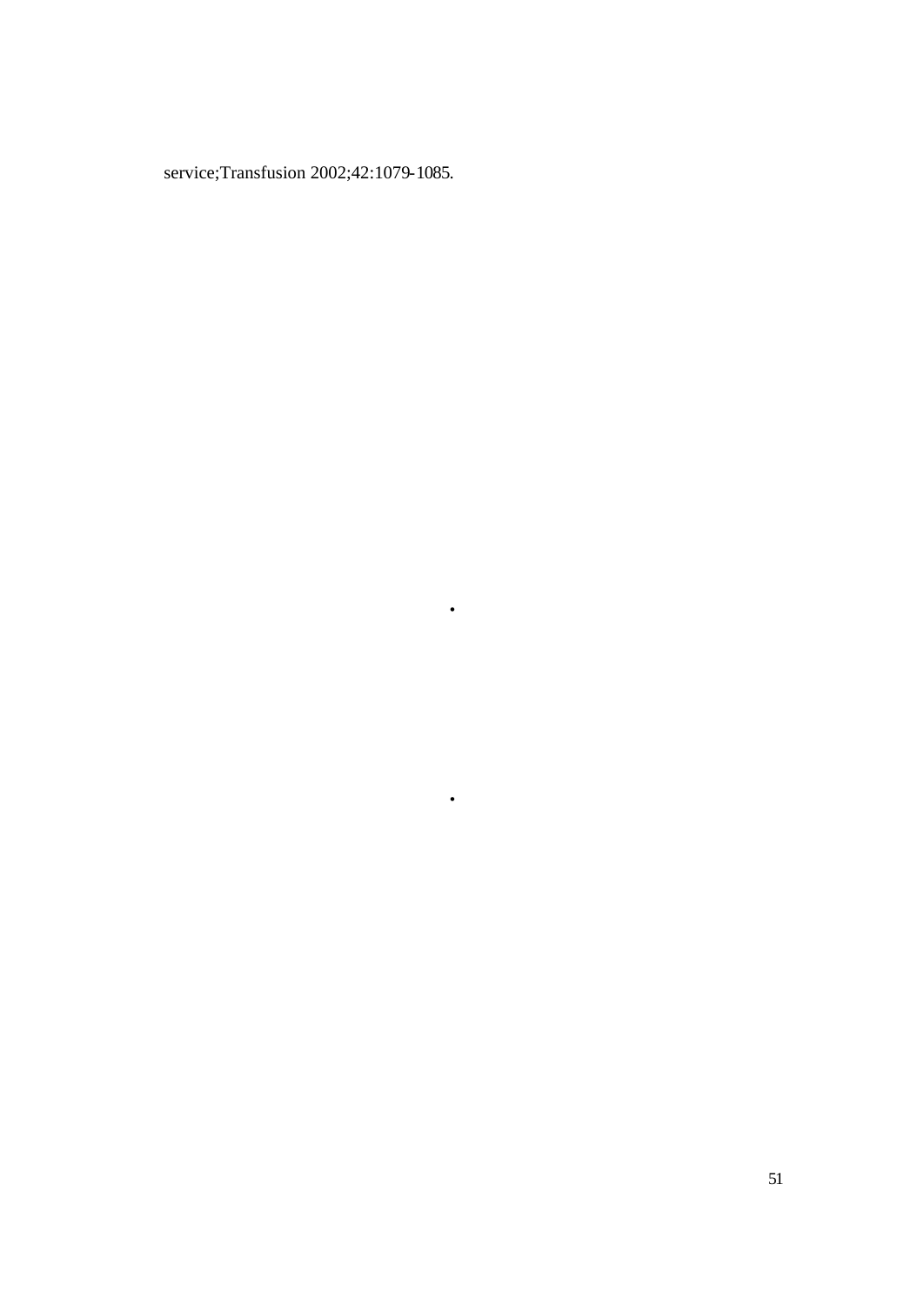service;Transfusion 2002;42:1079-1085.

.

.